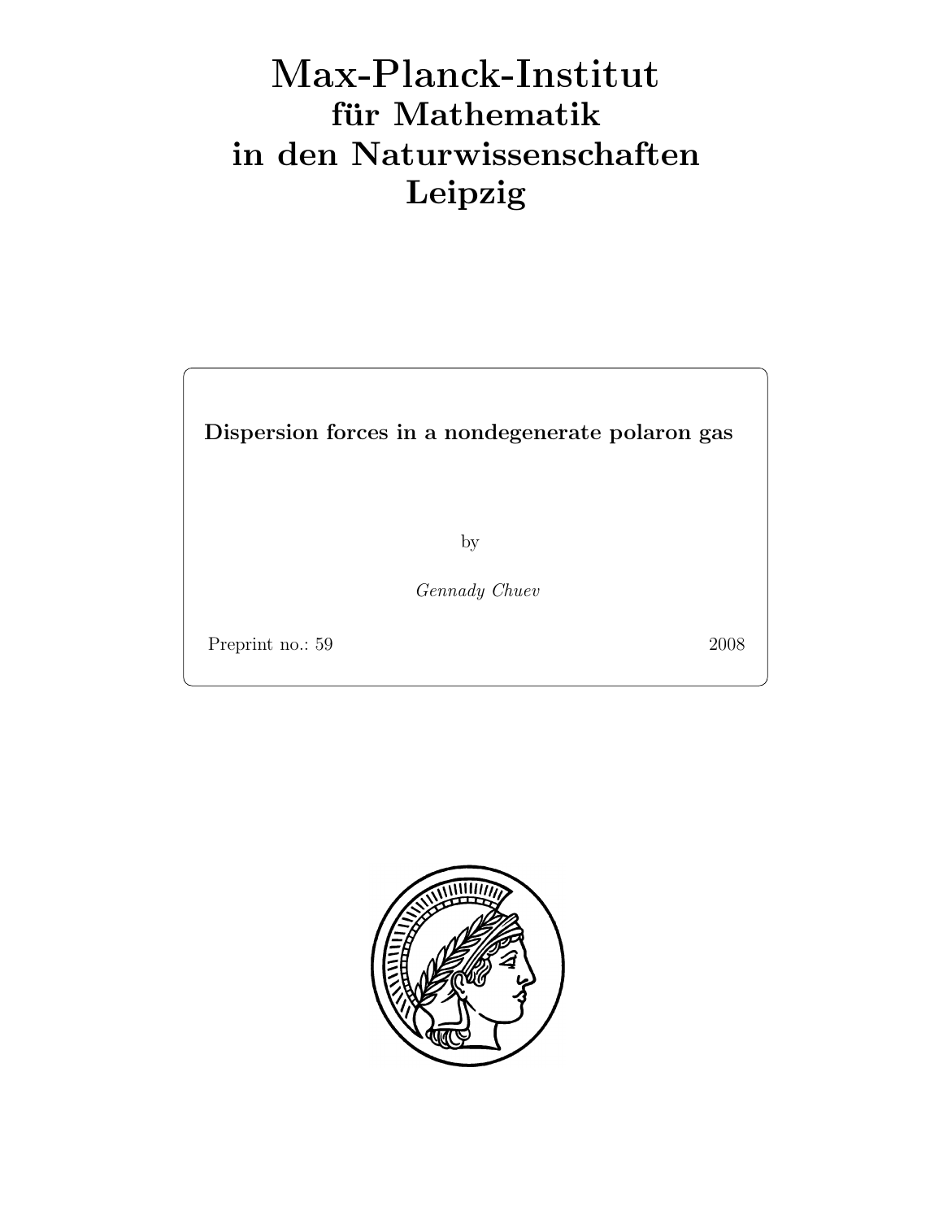# Max-Planck-Institut
## für Mathematik
## in den Naturwissenschaften
## Leipzig

**Dispersion forces in a nondegenerate polaron gas**

by

*Gennady Chuev*

Preprint no.: 59 2008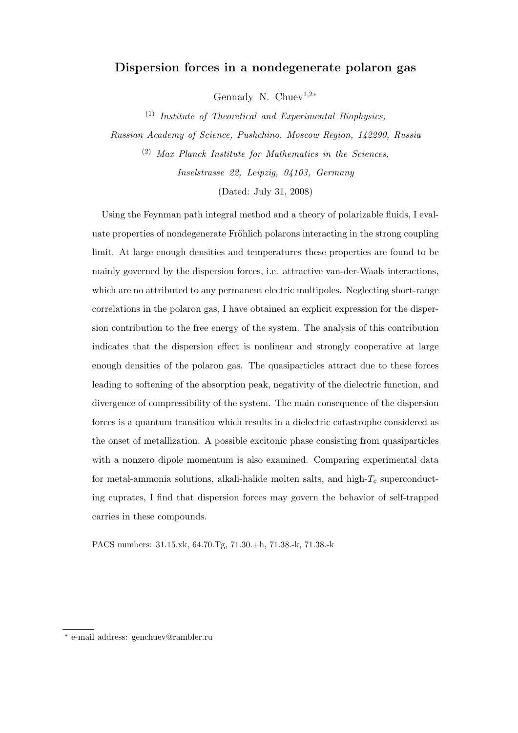# Dispersion forces in a nondegenerate polaron gas

Gennady N. Chuev[1,2*]

[(1)] *Institute of Theoretical and Experimental Biophysics, Russian Academy of Science, Pushchino, Moscow Region, 142290, Russia*

[(2)] *Max Planck Institute for Mathematics in the Sciences, Inselstrasse 22, Leipzig, 04103, Germany*

(Dated: July 31, 2008)

Using the Feynman path integral method and a theory of polarizable fluids, I evaluate properties of nondegenerate Fröhlich polarons interacting in the strong coupling limit. At large enough densities and temperatures these properties are found to be mainly governed by the dispersion forces, i.e. attractive van-der-Waals interactions, which are no attributed to any permanent electric multipoles. Neglecting short-range correlations in the polaron gas, I have obtained an explicit expression for the dispersion contribution to the free energy of the system. The analysis of this contribution indicates that the dispersion effect is nonlinear and strongly cooperative at large enough densities of the polaron gas. The quasiparticles attract due to these forces leading to softening of the absorption peak, negativity of the dielectric function, and divergence of compressibility of the system. The main consequence of the dispersion forces is a quantum transition which results in a dielectric catastrophe considered as the onset of metallization. A possible excitonic phase consisting from quasiparticles with a nonzero dipole momentum is also examined. Comparing experimental data for metal-ammonia solutions, alkali-halide molten salts, and high-$T_c$ superconducting cuprates, I find that dispersion forces may govern the behavior of self-trapped carries in these compounds.

PACS numbers: 31.15.xk, 64.70.Tg, 71.30.+h, 71.38.-k, 71.38.-k

* e-mail address: genchuev@rambler.ru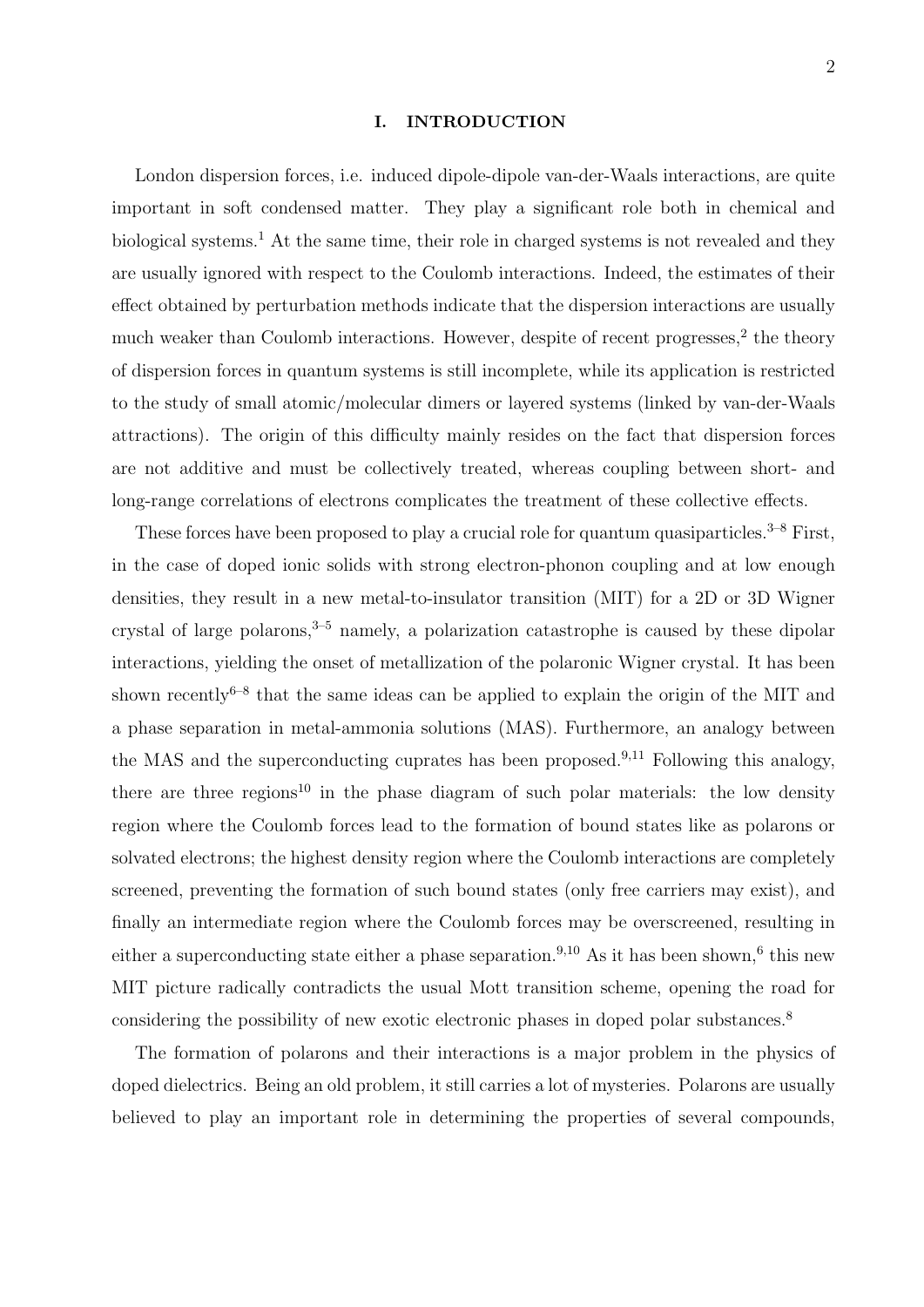## I. INTRODUCTION

London dispersion forces, i.e. induced dipole-dipole van-der-Waals interactions, are quite important in soft condensed matter. They play a significant role both in chemical and biological systems.[1] At the same time, their role in charged systems is not revealed and they are usually ignored with respect to the Coulomb interactions. Indeed, the estimates of their effect obtained by perturbation methods indicate that the dispersion interactions are usually much weaker than Coulomb interactions. However, despite of recent progresses,[2] the theory of dispersion forces in quantum systems is still incomplete, while its application is restricted to the study of small atomic/molecular dimers or layered systems (linked by van-der-Waals attractions). The origin of this difficulty mainly resides on the fact that dispersion forces are not additive and must be collectively treated, whereas coupling between short- and long-range correlations of electrons complicates the treatment of these collective effects.

These forces have been proposed to play a crucial role for quantum quasiparticles.[3–8] First, in the case of doped ionic solids with strong electron-phonon coupling and at low enough densities, they result in a new metal-to-insulator transition (MIT) for a 2D or 3D Wigner crystal of large polarons,[3–5] namely, a polarization catastrophe is caused by these dipolar interactions, yielding the onset of metallization of the polaronic Wigner crystal. It has been shown recently[6–8] that the same ideas can be applied to explain the origin of the MIT and a phase separation in metal-ammonia solutions (MAS). Furthermore, an analogy between the MAS and the superconducting cuprates has been proposed.[9,11] Following this analogy, there are three regions[10] in the phase diagram of such polar materials: the low density region where the Coulomb forces lead to the formation of bound states like as polarons or solvated electrons; the highest density region where the Coulomb interactions are completely screened, preventing the formation of such bound states (only free carriers may exist), and finally an intermediate region where the Coulomb forces may be overscreened, resulting in either a superconducting state either a phase separation.[9,10] As it has been shown,[6] this new MIT picture radically contradicts the usual Mott transition scheme, opening the road for considering the possibility of new exotic electronic phases in doped polar substances.[8]

The formation of polarons and their interactions is a major problem in the physics of doped dielectrics. Being an old problem, it still carries a lot of mysteries. Polarons are usually believed to play an important role in determining the properties of several compounds,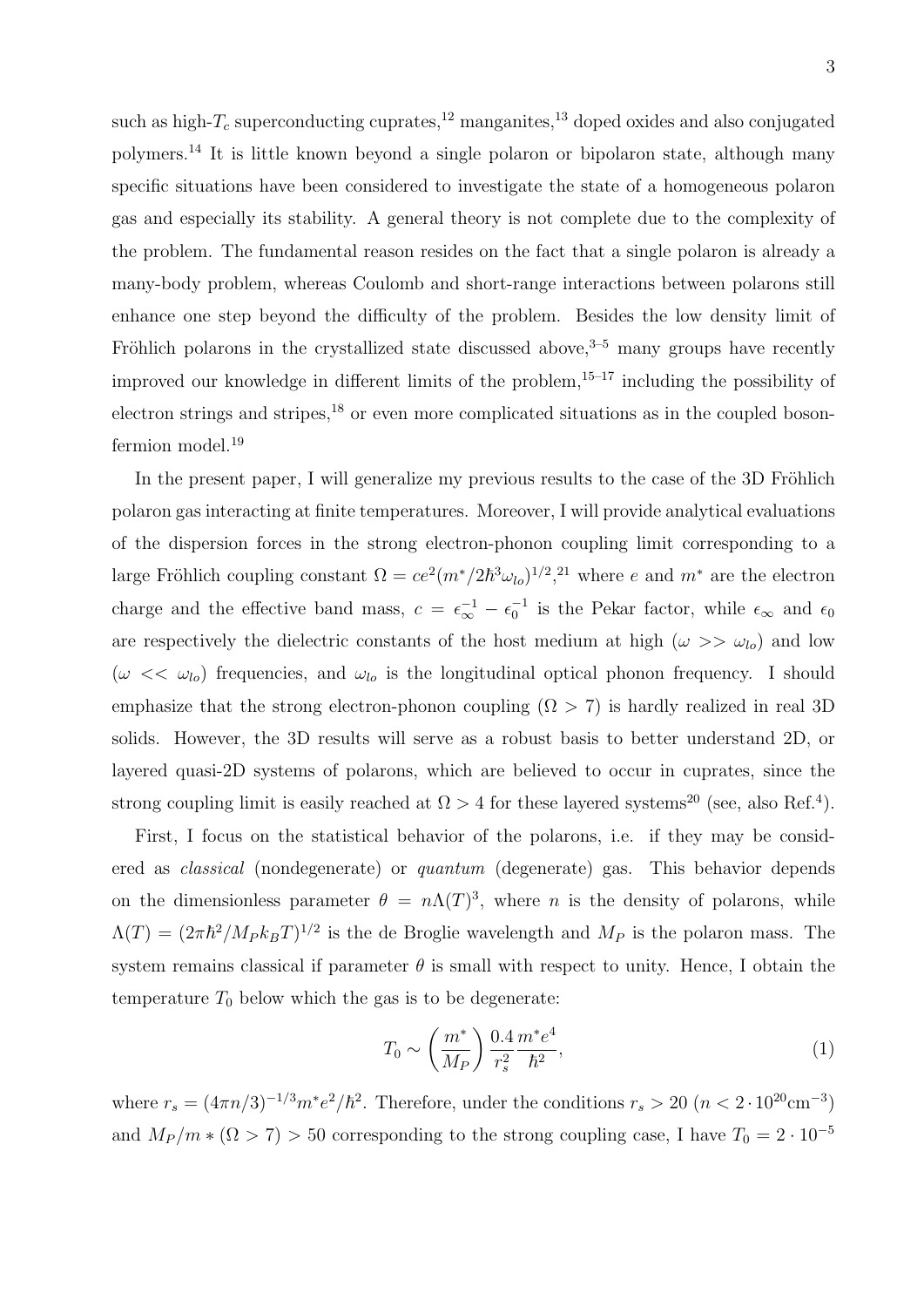such as high-$T_c$ superconducting cuprates,[12] manganites,[13] doped oxides and also conjugated polymers.[14] It is little known beyond a single polaron or bipolaron state, although many specific situations have been considered to investigate the state of a homogeneous polaron gas and especially its stability. A general theory is not complete due to the complexity of the problem. The fundamental reason resides on the fact that a single polaron is already a many-body problem, whereas Coulomb and short-range interactions between polarons still enhance one step beyond the difficulty of the problem. Besides the low density limit of Fröhlich polarons in the crystallized state discussed above,[3–5] many groups have recently improved our knowledge in different limits of the problem,[15–17] including the possibility of electron strings and stripes,[18] or even more complicated situations as in the coupled boson-fermion model.[19]

In the present paper, I will generalize my previous results to the case of the 3D Fröhlich polaron gas interacting at finite temperatures. Moreover, I will provide analytical evaluations of the dispersion forces in the strong electron-phonon coupling limit corresponding to a large Fröhlich coupling constant $\Omega = ce^2(m^*/2\hbar^3\omega_{lo})^{1/2}$,[21] where $e$ and $m^*$ are the electron charge and the effective band mass, $c = \epsilon_\infty^{-1} - \epsilon_0^{-1}$ is the Pekar factor, while $\epsilon_\infty$ and $\epsilon_0$ are respectively the dielectric constants of the host medium at high ($\omega >> \omega_{lo}$) and low ($\omega << \omega_{lo}$) frequencies, and $\omega_{lo}$ is the longitudinal optical phonon frequency. I should emphasize that the strong electron-phonon coupling ($\Omega > 7$) is hardly realized in real 3D solids. However, the 3D results will serve as a robust basis to better understand 2D, or layered quasi-2D systems of polarons, which are believed to occur in cuprates, since the strong coupling limit is easily reached at $\Omega > 4$ for these layered systems[20] (see, also Ref.[4]).

First, I focus on the statistical behavior of the polarons, i.e. if they may be considered as *classical* (nondegenerate) or *quantum* (degenerate) gas. This behavior depends on the dimensionless parameter $\theta = n\Lambda(T)^3$, where $n$ is the density of polarons, while $\Lambda(T) = (2\pi\hbar^2/M_P k_B T)^{1/2}$ is the de Broglie wavelength and $M_P$ is the polaron mass. The system remains classical if parameter $\theta$ is small with respect to unity. Hence, I obtain the temperature $T_0$ below which the gas is to be degenerate:

$$T_0 \sim \left(\frac{m^*}{M_P}\right)\frac{0.4}{r_s^2}\frac{m^*e^4}{\hbar^2}, \tag{1}$$

where $r_s = (4\pi n/3)^{-1/3}m^*e^2/\hbar^2$. Therefore, under the conditions $r_s > 20$ ($n < 2\cdot 10^{20}\mathrm{cm}^{-3}$) and $M_P/m * (\Omega > 7) > 50$ corresponding to the strong coupling case, I have $T_0 = 2\cdot 10^{-5}$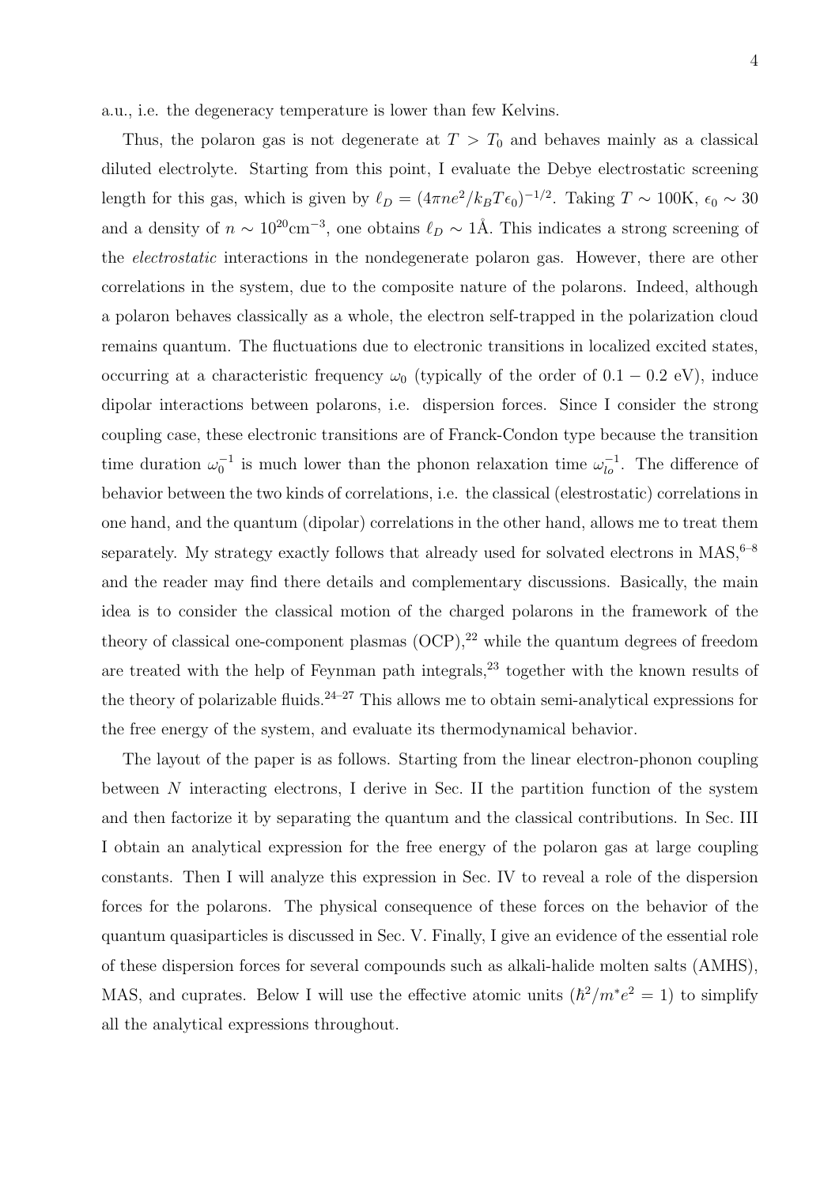a.u., i.e. the degeneracy temperature is lower than few Kelvins.

Thus, the polaron gas is not degenerate at $T > T_0$ and behaves mainly as a classical diluted electrolyte. Starting from this point, I evaluate the Debye electrostatic screening length for this gas, which is given by $\ell_D = (4\pi n e^2/k_B T \epsilon_0)^{-1/2}$. Taking $T \sim 100$K, $\epsilon_0 \sim 30$ and a density of $n \sim 10^{20}\text{cm}^{-3}$, one obtains $\ell_D \sim 1$Å. This indicates a strong screening of the *electrostatic* interactions in the nondegenerate polaron gas. However, there are other correlations in the system, due to the composite nature of the polarons. Indeed, although a polaron behaves classically as a whole, the electron self-trapped in the polarization cloud remains quantum. The fluctuations due to electronic transitions in localized excited states, occurring at a characteristic frequency $\omega_0$ (typically of the order of $0.1 - 0.2$ eV), induce dipolar interactions between polarons, i.e. dispersion forces. Since I consider the strong coupling case, these electronic transitions are of Franck-Condon type because the transition time duration $\omega_0^{-1}$ is much lower than the phonon relaxation time $\omega_{lo}^{-1}$. The difference of behavior between the two kinds of correlations, i.e. the classical (elestrostatic) correlations in one hand, and the quantum (dipolar) correlations in the other hand, allows me to treat them separately. My strategy exactly follows that already used for solvated electrons in MAS,[6–8] and the reader may find there details and complementary discussions. Basically, the main idea is to consider the classical motion of the charged polarons in the framework of the theory of classical one-component plasmas (OCP),[22] while the quantum degrees of freedom are treated with the help of Feynman path integrals,[23] together with the known results of the theory of polarizable fluids.[24–27] This allows me to obtain semi-analytical expressions for the free energy of the system, and evaluate its thermodynamical behavior.

The layout of the paper is as follows. Starting from the linear electron-phonon coupling between $N$ interacting electrons, I derive in Sec. II the partition function of the system and then factorize it by separating the quantum and the classical contributions. In Sec. III I obtain an analytical expression for the free energy of the polaron gas at large coupling constants. Then I will analyze this expression in Sec. IV to reveal a role of the dispersion forces for the polarons. The physical consequence of these forces on the behavior of the quantum quasiparticles is discussed in Sec. V. Finally, I give an evidence of the essential role of these dispersion forces for several compounds such as alkali-halide molten salts (AMHS), MAS, and cuprates. Below I will use the effective atomic units ($\hbar^2/m^*e^2 = 1$) to simplify all the analytical expressions throughout.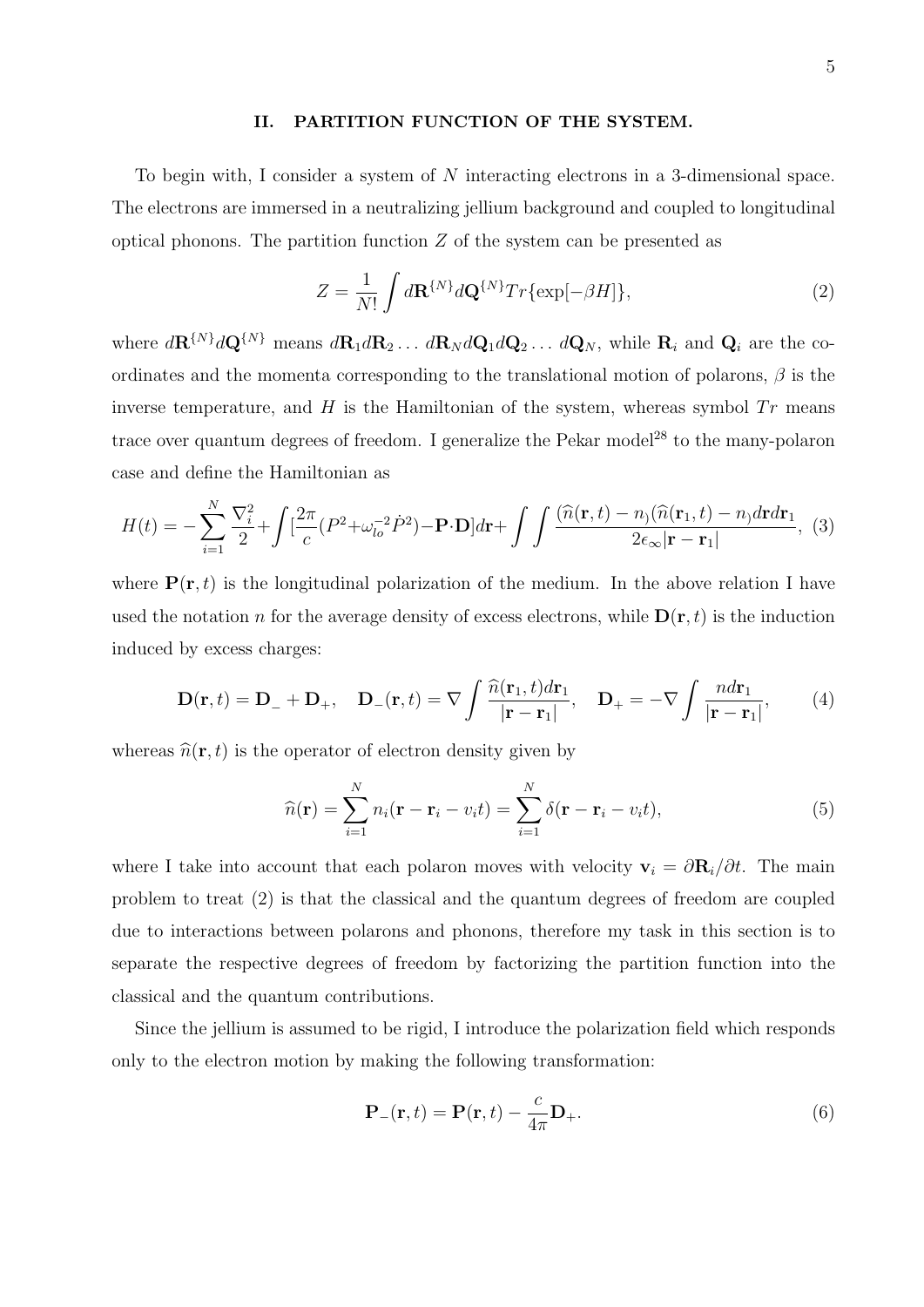## II. PARTITION FUNCTION OF THE SYSTEM.

To begin with, I consider a system of $N$ interacting electrons in a 3-dimensional space. The electrons are immersed in a neutralizing jellium background and coupled to longitudinal optical phonons. The partition function $Z$ of the system can be presented as

$$Z = \frac{1}{N!} \int d\mathbf{R}^{\{N\}} d\mathbf{Q}^{\{N\}} Tr\{\exp[-\beta H]\}, \tag{2}$$

where $d\mathbf{R}^{\{N\}} d\mathbf{Q}^{\{N\}}$ means $d\mathbf{R}_1 d\mathbf{R}_2 \dots d\mathbf{R}_N d\mathbf{Q}_1 d\mathbf{Q}_2 \dots d\mathbf{Q}_N$, while $\mathbf{R}_i$ and $\mathbf{Q}_i$ are the coordinates and the momenta corresponding to the translational motion of polarons, $\beta$ is the inverse temperature, and $H$ is the Hamiltonian of the system, whereas symbol $Tr$ means trace over quantum degrees of freedom. I generalize the Pekar model[28] to the many-polaron case and define the Hamiltonian as

$$H(t) = -\sum_{i=1}^{N} \frac{\nabla_i^2}{2} + \int [\frac{2\pi}{c}(P^2 + \omega_{lo}^{-2}\dot{P}^2) - \mathbf{P}\cdot\mathbf{D}] d\mathbf{r} + \int\int \frac{(\widehat{n}(\mathbf{r},t) - n_))(\widehat{n}(\mathbf{r}_1,t) - n_)) d\mathbf{r} d\mathbf{r}_1}{2\epsilon_\infty |\mathbf{r} - \mathbf{r}_1|}, \tag{3}$$

where $\mathbf{P}(\mathbf{r},t)$ is the longitudinal polarization of the medium. In the above relation I have used the notation $n$ for the average density of excess electrons, while $\mathbf{D}(\mathbf{r},t)$ is the induction induced by excess charges:

$$\mathbf{D}(\mathbf{r},t) = \mathbf{D}_- + \mathbf{D}_+, \quad \mathbf{D}_-(\mathbf{r},t) = \nabla \int \frac{\widehat{n}(\mathbf{r}_1,t) d\mathbf{r}_1}{|\mathbf{r} - \mathbf{r}_1|}, \quad \mathbf{D}_+ = -\nabla \int \frac{n d\mathbf{r}_1}{|\mathbf{r} - \mathbf{r}_1|}, \tag{4}$$

whereas $\widehat{n}(\mathbf{r},t)$ is the operator of electron density given by

$$\widehat{n}(\mathbf{r}) = \sum_{i=1}^{N} n_i(\mathbf{r} - \mathbf{r}_i - v_i t) = \sum_{i=1}^{N} \delta(\mathbf{r} - \mathbf{r}_i - v_i t), \tag{5}$$

where I take into account that each polaron moves with velocity $\mathbf{v}_i = \partial \mathbf{R}_i / \partial t$. The main problem to treat (2) is that the classical and the quantum degrees of freedom are coupled due to interactions between polarons and phonons, therefore my task in this section is to separate the respective degrees of freedom by factorizing the partition function into the classical and the quantum contributions.

Since the jellium is assumed to be rigid, I introduce the polarization field which responds only to the electron motion by making the following transformation:

$$\mathbf{P}_-(\mathbf{r},t) = \mathbf{P}(\mathbf{r},t) - \frac{c}{4\pi}\mathbf{D}_+. \tag{6}$$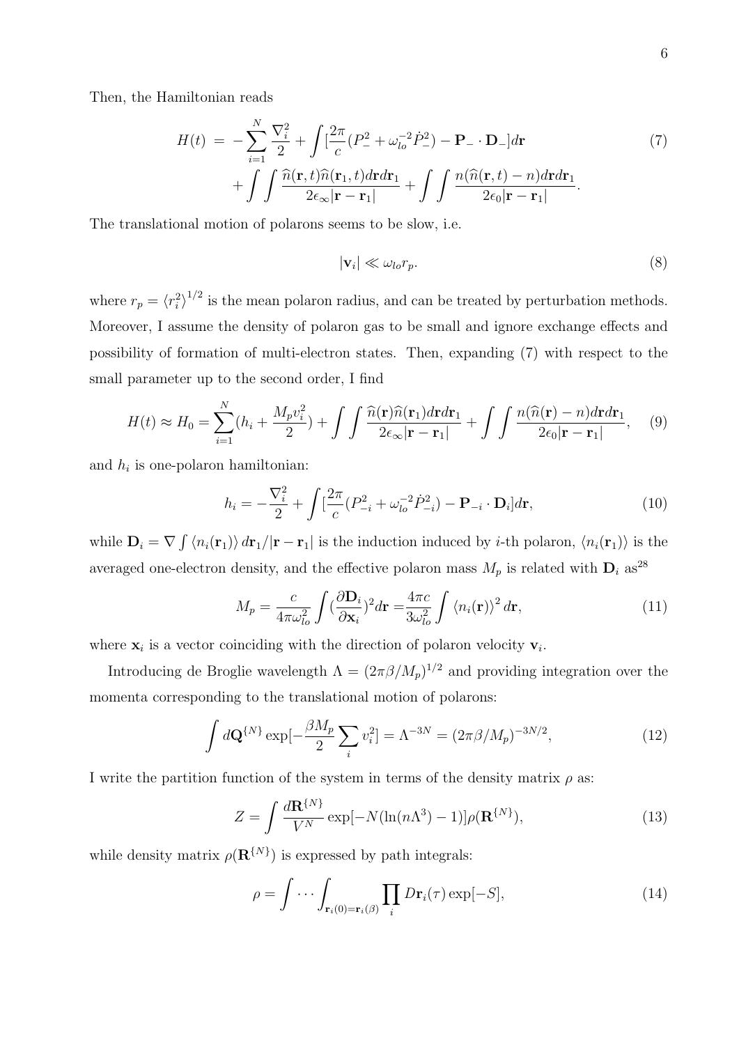Then, the Hamiltonian reads

$$
\begin{aligned}
H(t) \ = \ & -\sum_{i=1}^{N} \frac{\nabla_i^2}{2} + \int [\frac{2\pi}{c}(P_-^2 + \omega_{lo}^{-2}\dot{P}_-^2) - \mathbf{P}_- \cdot \mathbf{D}_-]d\mathbf{r} \\
& + \int\int \frac{\widehat{n}(\mathbf{r},t)\widehat{n}(\mathbf{r}_1,t)d\mathbf{r}d\mathbf{r}_1}{2\epsilon_\infty|\mathbf{r}-\mathbf{r}_1|} + \int\int \frac{n(\widehat{n}(\mathbf{r},t)-n)d\mathbf{r}d\mathbf{r}_1}{2\epsilon_0|\mathbf{r}-\mathbf{r}_1|}.
\end{aligned} \tag{7}
$$

The translational motion of polarons seems to be slow, i.e.

$$
|\mathbf{v}_i| \ll \omega_{lo} r_p. \tag{8}
$$

where $r_p = \langle r_i^2 \rangle^{1/2}$ is the mean polaron radius, and can be treated by perturbation methods. Moreover, I assume the density of polaron gas to be small and ignore exchange effects and possibility of formation of multi-electron states. Then, expanding (7) with respect to the small parameter up to the second order, I find

$$
H(t) \approx H_0 = \sum_{i=1}^{N}(h_i + \frac{M_p v_i^2}{2}) + \int\int \frac{\widehat{n}(\mathbf{r})\widehat{n}(\mathbf{r}_1)d\mathbf{r}d\mathbf{r}_1}{2\epsilon_\infty|\mathbf{r}-\mathbf{r}_1|} + \int\int \frac{n(\widehat{n}(\mathbf{r})-n)d\mathbf{r}d\mathbf{r}_1}{2\epsilon_0|\mathbf{r}-\mathbf{r}_1|}, \tag{9}
$$

and $h_i$ is one-polaron hamiltonian:

$$
h_i = -\frac{\nabla_i^2}{2} + \int [\frac{2\pi}{c}(P_{-i}^2 + \omega_{lo}^{-2}\dot{P}_{-i}^2) - \mathbf{P}_{-i} \cdot \mathbf{D}_i]d\mathbf{r}, \tag{10}
$$

while $\mathbf{D}_i = \nabla \int \langle n_i(\mathbf{r}_1) \rangle \, d\mathbf{r}_1 / |\mathbf{r}-\mathbf{r}_1|$ is the induction induced by $i$-th polaron, $\langle n_i(\mathbf{r}_1) \rangle$ is the averaged one-electron density, and the effective polaron mass $M_p$ is related with $\mathbf{D}_i$ as[28]

$$
M_p = \frac{c}{4\pi\omega_{lo}^2} \int (\frac{\partial \mathbf{D}_i}{\partial \mathbf{x}_i})^2 d\mathbf{r} = \frac{4\pi c}{3\omega_{lo}^2} \int \langle n_i(\mathbf{r}) \rangle^2 d\mathbf{r}, \tag{11}
$$

where $\mathbf{x}_i$ is a vector coinciding with the direction of polaron velocity $\mathbf{v}_i$.

Introducing de Broglie wavelength $\Lambda = (2\pi\beta/M_p)^{1/2}$ and providing integration over the momenta corresponding to the translational motion of polarons:

$$
\int d\mathbf{Q}^{\{N\}} \exp[-\frac{\beta M_p}{2}\sum_i v_i^2] = \Lambda^{-3N} = (2\pi\beta/M_p)^{-3N/2}, \tag{12}
$$

I write the partition function of the system in terms of the density matrix $\rho$ as:

$$
Z = \int \frac{d\mathbf{R}^{\{N\}}}{V^N} \exp[-N(\ln(n\Lambda^3) - 1)]\rho(\mathbf{R}^{\{N\}}), \tag{13}
$$

while density matrix $\rho(\mathbf{R}^{\{N\}})$ is expressed by path integrals:

$$
\rho = \int \cdots \int_{\mathbf{r}_i(0)=\mathbf{r}_i(\beta)} \prod_i D\mathbf{r}_i(\tau) \exp[-S], \tag{14}
$$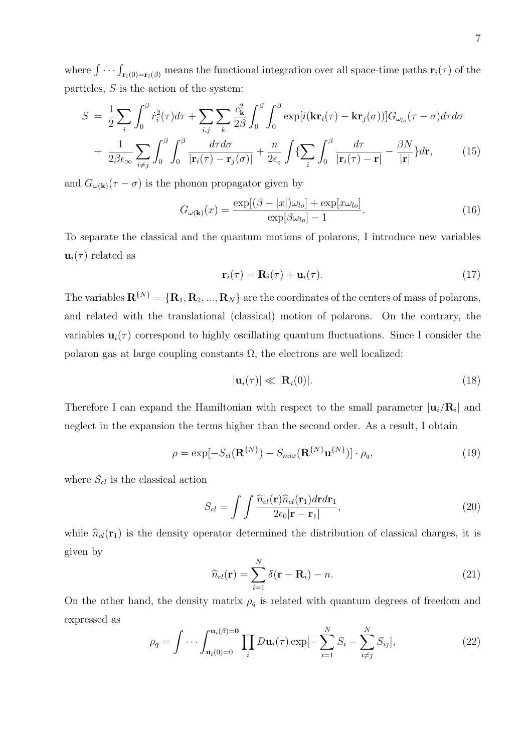where $\int \cdots \int_{\mathbf{r}_i(0)=\mathbf{r}_i(\beta)}$ means the functional integration over all space-time paths $\mathbf{r}_i(\tau)$ of the particles, $S$ is the action of the system:

$$
\begin{aligned}
S \;=\; & \frac{1}{2}\sum_i \int_0^\beta \dot{r}_i^2(\tau)d\tau + \sum_{i,j}\sum_k \frac{c_{\mathbf{k}}^2}{2\beta}\int_0^\beta\int_0^\beta \exp[i(\mathbf{k}\mathbf{r}_i(\tau) - \mathbf{k}\mathbf{r}_j(\sigma))]G_{\omega_{lo}}(\tau-\sigma)d\tau d\sigma \\
+ \; & \frac{1}{2\beta\epsilon_\infty}\sum_{i\neq j}\int_0^\beta\int_0^\beta \frac{d\tau d\sigma}{|\mathbf{r}_i(\tau)-\mathbf{r}_j(\sigma)|} + \frac{n}{2\epsilon_0}\int\{\sum_i\int_0^\beta \frac{d\tau}{|\mathbf{r}_i(\tau)-\mathbf{r}|} - \frac{\beta N}{|\mathbf{r}|}\}d\mathbf{r}, \qquad (15)
\end{aligned}
$$

and $G_{\omega(\mathbf{k})}(\tau-\sigma)$ is the phonon propagator given by

$$
G_{\omega(\mathbf{k})}(x) = \frac{\exp[(\beta - |x|)\omega_{lo}] + \exp[x\omega_{lo}]}{\exp[\beta\omega_{lo}] - 1}. \qquad (16)
$$

To separate the classical and the quantum motions of polarons, I introduce new variables $\mathbf{u}_i(\tau)$ related as

$$
\mathbf{r}_i(\tau) = \mathbf{R}_i(\tau) + \mathbf{u}_i(\tau). \qquad (17)
$$

The variables $\mathbf{R}^{\{N\}} = \{\mathbf{R}_1, \mathbf{R}_2, ..., \mathbf{R}_N\}$ are the coordinates of the centers of mass of polarons, and related with the translational (classical) motion of polarons. On the contrary, the variables $\mathbf{u}_i(\tau)$ correspond to highly oscillating quantum fluctuations. Since I consider the polaron gas at large coupling constants $\Omega$, the electrons are well localized:

$$
|\mathbf{u}_i(\tau)| \ll |\mathbf{R}_i(0)|. \qquad (18)
$$

Therefore I can expand the Hamiltonian with respect to the small parameter $|\mathbf{u}_i/\mathbf{R}_i|$ and neglect in the expansion the terms higher than the second order. As a result, I obtain

$$
\rho = \exp[-S_{cl}(\mathbf{R}^{\{N\}}) - S_{mix}(\mathbf{R}^{\{N\}}\mathbf{u}^{\{N\}})] \cdot \rho_q, \qquad (19)
$$

where $S_{cl}$ is the classical action

$$
S_{cl} = \int\int \frac{\widehat{n}_{cl}(\mathbf{r})\widehat{n}_{cl}(\mathbf{r}_1)d\mathbf{r}d\mathbf{r}_1}{2\epsilon_0|\mathbf{r}-\mathbf{r}_1|}, \qquad (20)
$$

while $\widehat{n}_{cl}(\mathbf{r}_1)$ is the density operator determined the distribution of classical charges, it is given by

$$
\widehat{n}_{cl}(\mathbf{r}) = \sum_{i=1}^N \delta(\mathbf{r} - \mathbf{R}_i) - n. \qquad (21)
$$

On the other hand, the density matrix $\rho_q$ is related with quantum degrees of freedom and expressed as

$$
\rho_q = \int \cdots \int_{\mathbf{u}_i(0)=0}^{\mathbf{u}_i(\beta)=\mathbf{0}} \prod_i D\mathbf{u}_i(\tau)\exp[-\sum_{i=1}^N S_i - \sum_{i\neq j}^N S_{ij}], \qquad (22)
$$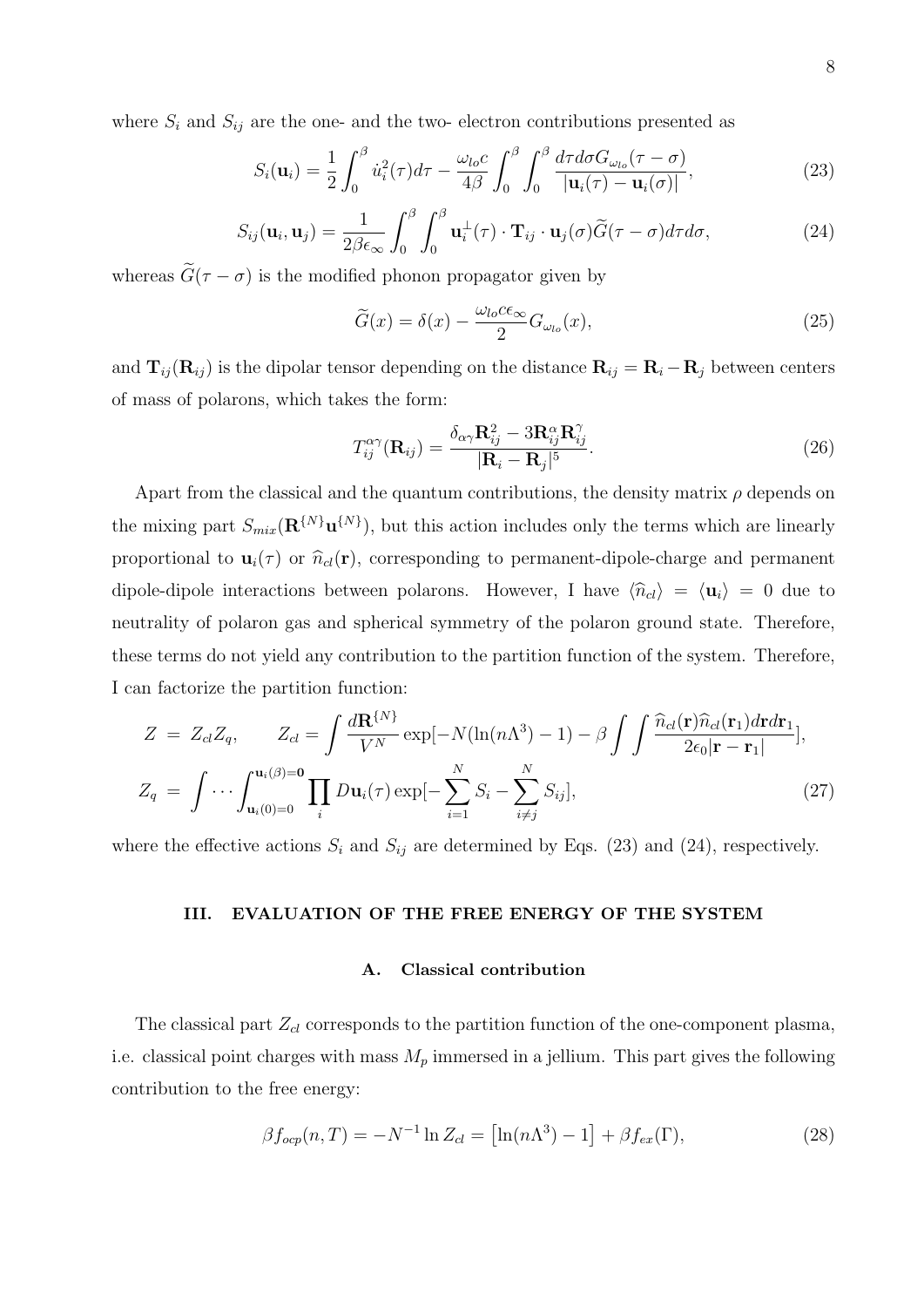where $S_i$ and $S_{ij}$ are the one- and the two- electron contributions presented as

$$S_i(\mathbf{u}_i) = \frac{1}{2}\int_0^\beta \dot{u}_i^2(\tau)d\tau - \frac{\omega_{lo}c}{4\beta}\int_0^\beta\int_0^\beta \frac{d\tau d\sigma G_{\omega_{lo}}(\tau-\sigma)}{|\mathbf{u}_i(\tau)-\mathbf{u}_i(\sigma)|}, \tag{23}$$

$$S_{ij}(\mathbf{u}_i,\mathbf{u}_j) = \frac{1}{2\beta\epsilon_\infty}\int_0^\beta\int_0^\beta \mathbf{u}_i^\perp(\tau)\cdot\mathbf{T}_{ij}\cdot\mathbf{u}_j(\sigma)\widetilde{G}(\tau-\sigma)d\tau d\sigma, \tag{24}$$

whereas $\widetilde{G}(\tau-\sigma)$ is the modified phonon propagator given by

$$\widetilde{G}(x) = \delta(x) - \frac{\omega_{lo}c\epsilon_\infty}{2}G_{\omega_{lo}}(x), \tag{25}$$

and $\mathbf{T}_{ij}(\mathbf{R}_{ij})$ is the dipolar tensor depending on the distance $\mathbf{R}_{ij} = \mathbf{R}_i - \mathbf{R}_j$ between centers of mass of polarons, which takes the form:

$$T_{ij}^{\alpha\gamma}(\mathbf{R}_{ij}) = \frac{\delta_{\alpha\gamma}\mathbf{R}_{ij}^2 - 3\mathbf{R}_{ij}^\alpha\mathbf{R}_{ij}^\gamma}{|\mathbf{R}_i-\mathbf{R}_j|^5}. \tag{26}$$

Apart from the classical and the quantum contributions, the density matrix $\rho$ depends on the mixing part $S_{mix}(\mathbf{R}^{\{N\}}\mathbf{u}^{\{N\}})$, but this action includes only the terms which are linearly proportional to $\mathbf{u}_i(\tau)$ or $\widehat{n}_{cl}(\mathbf{r})$, corresponding to permanent-dipole-charge and permanent dipole-dipole interactions between polarons. However, I have $\langle\widehat{n}_{cl}\rangle = \langle\mathbf{u}_i\rangle = 0$ due to neutrality of polaron gas and spherical symmetry of the polaron ground state. Therefore, these terms do not yield any contribution to the partition function of the system. Therefore, I can factorize the partition function:

$$\begin{aligned} Z &= Z_{cl}Z_q, \qquad Z_{cl} = \int\frac{d\mathbf{R}^{\{N\}}}{V^N}\exp[-N(\ln(n\Lambda^3)-1) - \beta\int\int\frac{\widehat{n}_{cl}(\mathbf{r})\widehat{n}_{cl}(\mathbf{r}_1)d\mathbf{r}d\mathbf{r}_1}{2\epsilon_0|\mathbf{r}-\mathbf{r}_1|}], \\ Z_q &= \int\cdots\int_{\mathbf{u}_i(0)=\mathbf{0}}^{\mathbf{u}_i(\beta)=\mathbf{0}}\prod_i D\mathbf{u}_i(\tau)\exp[-\sum_{i=1}^N S_i - \sum_{i\neq j}^N S_{ij}], \end{aligned} \tag{27}$$

where the effective actions $S_i$ and $S_{ij}$ are determined by Eqs. (23) and (24), respectively.

## III. EVALUATION OF THE FREE ENERGY OF THE SYSTEM

### A. Classical contribution

The classical part $Z_{cl}$ corresponds to the partition function of the one-component plasma, i.e. classical point charges with mass $M_p$ immersed in a jellium. This part gives the following contribution to the free energy:

$$\beta f_{ocp}(n,T) = -N^{-1}\ln Z_{cl} = \left[\ln(n\Lambda^3)-1\right] + \beta f_{ex}(\Gamma), \tag{28}$$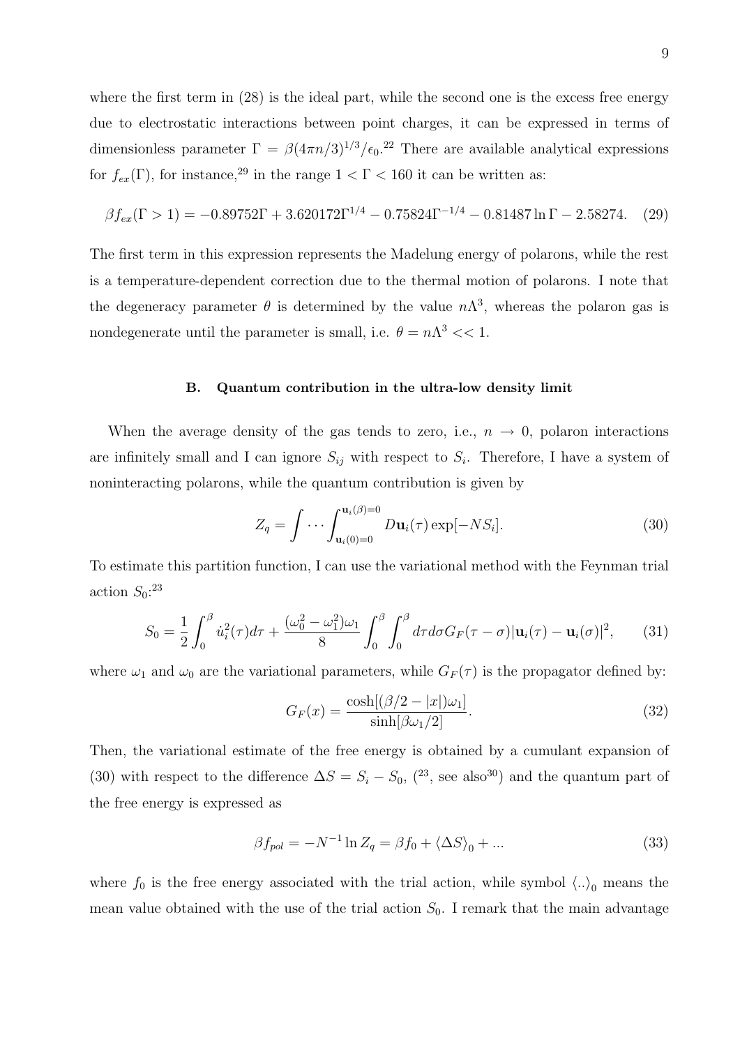where the first term in (28) is the ideal part, while the second one is the excess free energy due to electrostatic interactions between point charges, it can be expressed in terms of dimensionless parameter $\Gamma = \beta(4\pi n/3)^{1/3}/\epsilon_0$.[22] There are available analytical expressions for $f_{ex}(\Gamma)$, for instance,[29] in the range $1 < \Gamma < 160$ it can be written as:

$$\beta f_{ex}(\Gamma > 1) = -0.89752\Gamma + 3.620172\Gamma^{1/4} - 0.75824\Gamma^{-1/4} - 0.81487\ln\Gamma - 2.58274. \quad (29)$$

The first term in this expression represents the Madelung energy of polarons, while the rest is a temperature-dependent correction due to the thermal motion of polarons. I note that the degeneracy parameter $\theta$ is determined by the value $n\Lambda^3$, whereas the polaron gas is nondegenerate until the parameter is small, i.e. $\theta = n\Lambda^3 << 1$.

### B. Quantum contribution in the ultra-low density limit

When the average density of the gas tends to zero, i.e., $n \to 0$, polaron interactions are infinitely small and I can ignore $S_{ij}$ with respect to $S_i$. Therefore, I have a system of noninteracting polarons, while the quantum contribution is given by

$$Z_q = \int \cdots \int_{\mathbf{u}_i(0)=0}^{\mathbf{u}_i(\beta)=0} D\mathbf{u}_i(\tau) \exp[-NS_i]. \quad (30)$$

To estimate this partition function, I can use the variational method with the Feynman trial action $S_0$:[23]

$$S_0 = \frac{1}{2}\int_0^\beta \dot{u}_i^2(\tau)d\tau + \frac{(\omega_0^2 - \omega_1^2)\omega_1}{8}\int_0^\beta \int_0^\beta d\tau d\sigma G_F(\tau - \sigma)|\mathbf{u}_i(\tau) - \mathbf{u}_i(\sigma)|^2, \quad (31)$$

where $\omega_1$ and $\omega_0$ are the variational parameters, while $G_F(\tau)$ is the propagator defined by:

$$G_F(x) = \frac{\cosh[(\beta/2 - |x|)\omega_1]}{\sinh[\beta\omega_1/2]}. \quad (32)$$

Then, the variational estimate of the free energy is obtained by a cumulant expansion of (30) with respect to the difference $\Delta S = S_i - S_0$, ([23], see also[30]) and the quantum part of the free energy is expressed as

$$\beta f_{pol} = -N^{-1}\ln Z_q = \beta f_0 + \langle \Delta S \rangle_0 + ... \quad (33)$$

where $f_0$ is the free energy associated with the trial action, while symbol $\langle .. \rangle_0$ means the mean value obtained with the use of the trial action $S_0$. I remark that the main advantage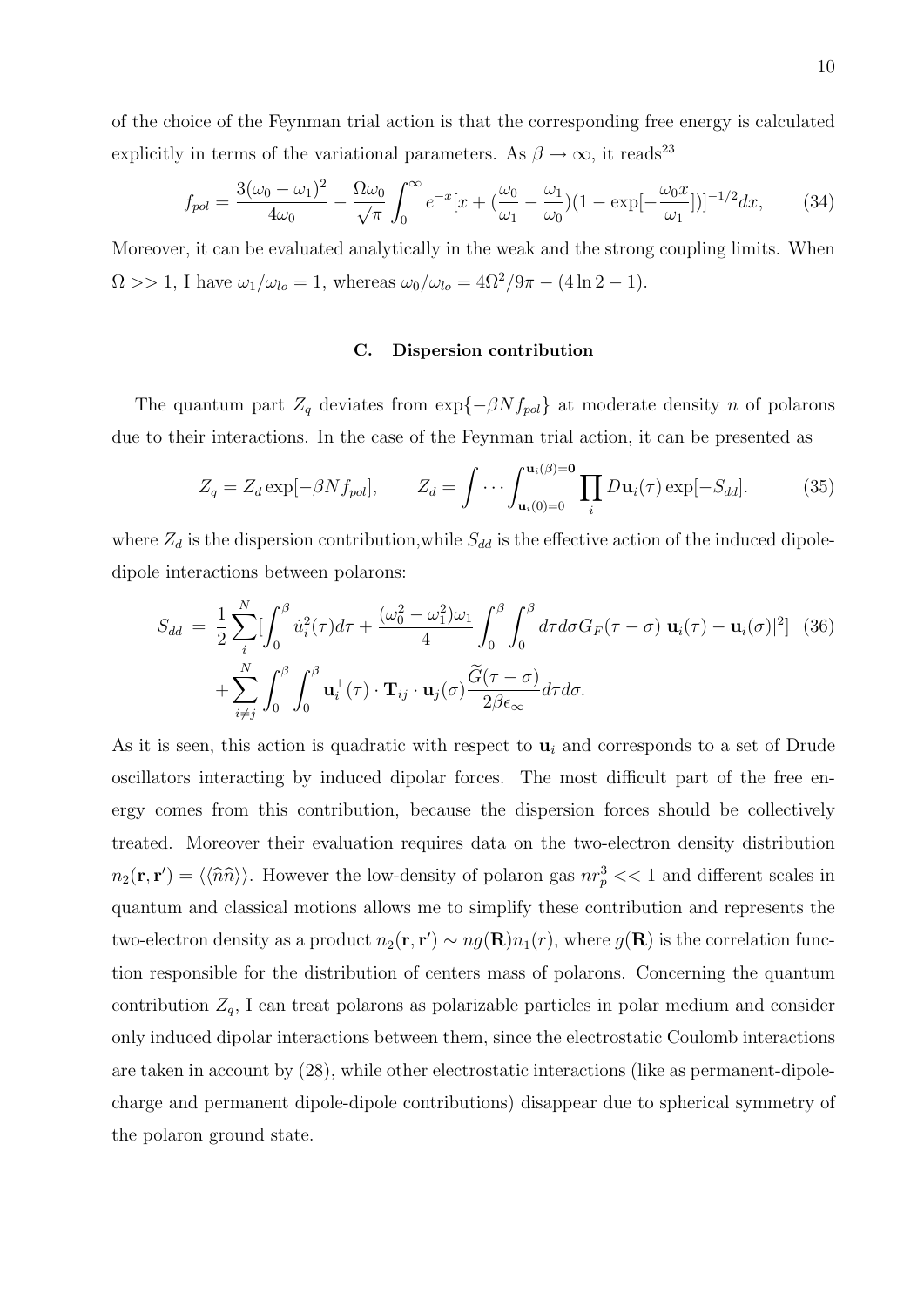of the choice of the Feynman trial action is that the corresponding free energy is calculated explicitly in terms of the variational parameters. As $\beta \to \infty$, it reads[23]

$$f_{pol} = \frac{3(\omega_0 - \omega_1)^2}{4\omega_0} - \frac{\Omega\omega_0}{\sqrt{\pi}} \int_0^\infty e^{-x}[x + (\frac{\omega_0}{\omega_1} - \frac{\omega_1}{\omega_0})(1 - \exp[-\frac{\omega_0 x}{\omega_1}])]^{-1/2} dx, \qquad (34)$$

Moreover, it can be evaluated analytically in the weak and the strong coupling limits. When $\Omega >> 1$, I have $\omega_1/\omega_{lo} = 1$, whereas $\omega_0/\omega_{lo} = 4\Omega^2/9\pi - (4\ln 2 - 1)$.

### C. Dispersion contribution

The quantum part $Z_q$ deviates from $\exp\{-\beta N f_{pol}\}$ at moderate density $n$ of polarons due to their interactions. In the case of the Feynman trial action, it can be presented as

$$Z_q = Z_d \exp[-\beta N f_{pol}], \qquad Z_d = \int \cdots \int_{\mathbf{u}_i(0)=0}^{\mathbf{u}_i(\beta)=\mathbf{0}} \prod_i D\mathbf{u}_i(\tau) \exp[-S_{dd}]. \qquad (35)$$

where $Z_d$ is the dispersion contribution,while $S_{dd}$ is the effective action of the induced dipole-dipole interactions between polarons:

$$\begin{aligned} S_{dd} \;=\; & \frac{1}{2}\sum_i^N [\int_0^\beta \dot{u}_i^2(\tau) d\tau + \frac{(\omega_0^2 - \omega_1^2)\omega_1}{4} \int_0^\beta \int_0^\beta d\tau d\sigma G_F(\tau - \sigma) |\mathbf{u}_i(\tau) - \mathbf{u}_i(\sigma)|^2] \quad (36) \\ & + \sum_{i \neq j}^N \int_0^\beta \int_0^\beta \mathbf{u}_i^\perp(\tau) \cdot \mathbf{T}_{ij} \cdot \mathbf{u}_j(\sigma) \frac{\widetilde{G}(\tau - \sigma)}{2\beta\epsilon_\infty} d\tau d\sigma. \end{aligned}$$

As it is seen, this action is quadratic with respect to $\mathbf{u}_i$ and corresponds to a set of Drude oscillators interacting by induced dipolar forces. The most difficult part of the free energy comes from this contribution, because the dispersion forces should be collectively treated. Moreover their evaluation requires data on the two-electron density distribution $n_2(\mathbf{r}, \mathbf{r}') = \langle\langle \widehat{n}\widehat{n} \rangle\rangle$. However the low-density of polaron gas $nr_p^3 << 1$ and different scales in quantum and classical motions allows me to simplify these contribution and represents the two-electron density as a product $n_2(\mathbf{r}, \mathbf{r}') \sim ng(\mathbf{R})n_1(r)$, where $g(\mathbf{R})$ is the correlation function responsible for the distribution of centers mass of polarons. Concerning the quantum contribution $Z_q$, I can treat polarons as polarizable particles in polar medium and consider only induced dipolar interactions between them, since the electrostatic Coulomb interactions are taken in account by (28), while other electrostatic interactions (like as permanent-dipole-charge and permanent dipole-dipole contributions) disappear due to spherical symmetry of the polaron ground state.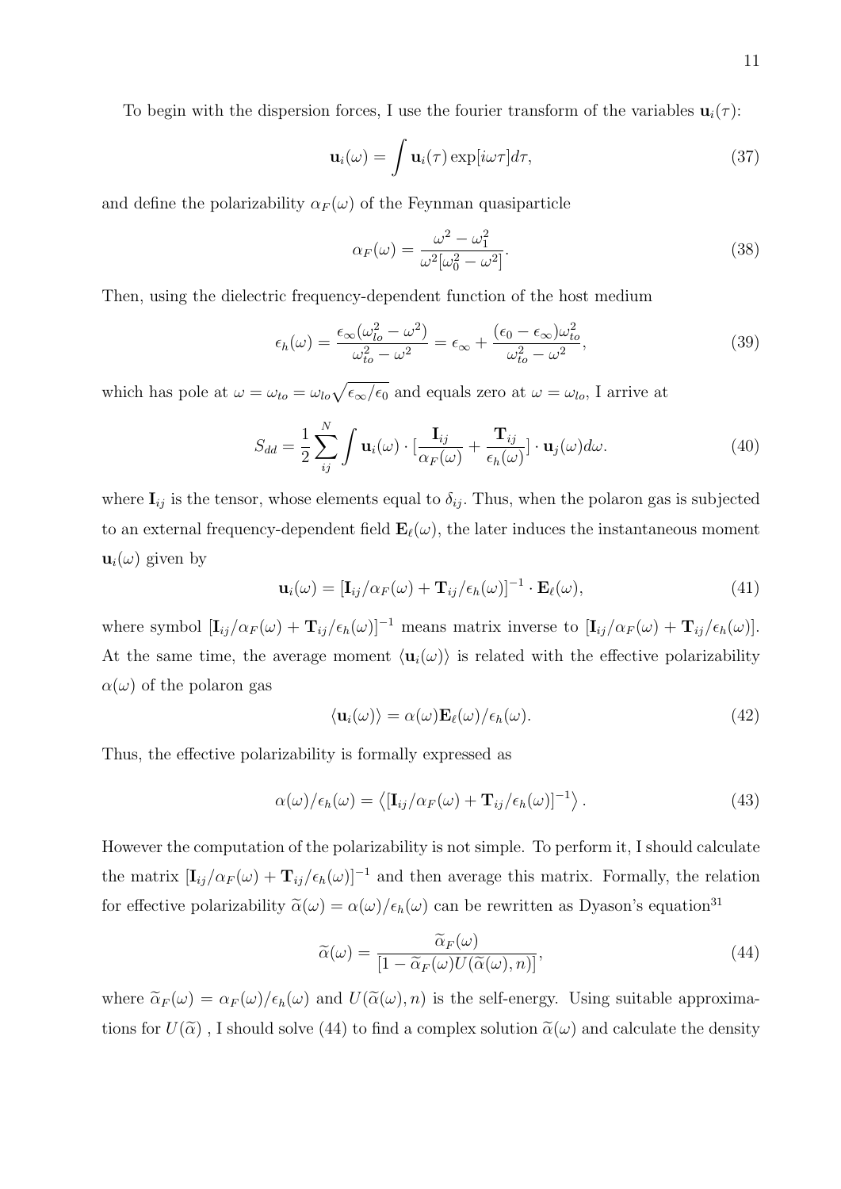To begin with the dispersion forces, I use the fourier transform of the variables $\mathbf{u}_i(\tau)$:

$$\mathbf{u}_i(\omega) = \int \mathbf{u}_i(\tau) \exp[i\omega\tau] d\tau, \tag{37}$$

and define the polarizability $\alpha_F(\omega)$ of the Feynman quasiparticle

$$\alpha_F(\omega) = \frac{\omega^2 - \omega_1^2}{\omega^2[\omega_0^2 - \omega^2]}. \tag{38}$$

Then, using the dielectric frequency-dependent function of the host medium

$$\epsilon_h(\omega) = \frac{\epsilon_\infty(\omega_{lo}^2 - \omega^2)}{\omega_{to}^2 - \omega^2} = \epsilon_\infty + \frac{(\epsilon_0 - \epsilon_\infty)\omega_{to}^2}{\omega_{to}^2 - \omega^2}, \tag{39}$$

which has pole at $\omega = \omega_{to} = \omega_{lo}\sqrt{\epsilon_\infty/\epsilon_0}$ and equals zero at $\omega = \omega_{lo}$, I arrive at

$$S_{dd} = \frac{1}{2}\sum_{ij}^{N} \int \mathbf{u}_i(\omega) \cdot [\frac{\mathbf{I}_{ij}}{\alpha_F(\omega)} + \frac{\mathbf{T}_{ij}}{\epsilon_h(\omega)}] \cdot \mathbf{u}_j(\omega) d\omega. \tag{40}$$

where $\mathbf{I}_{ij}$ is the tensor, whose elements equal to $\delta_{ij}$. Thus, when the polaron gas is subjected to an external frequency-dependent field $\mathbf{E}_\ell(\omega)$, the later induces the instantaneous moment $\mathbf{u}_i(\omega)$ given by

$$\mathbf{u}_i(\omega) = [\mathbf{I}_{ij}/\alpha_F(\omega) + \mathbf{T}_{ij}/\epsilon_h(\omega)]^{-1} \cdot \mathbf{E}_\ell(\omega), \tag{41}$$

where symbol $[\mathbf{I}_{ij}/\alpha_F(\omega) + \mathbf{T}_{ij}/\epsilon_h(\omega)]^{-1}$ means matrix inverse to $[\mathbf{I}_{ij}/\alpha_F(\omega) + \mathbf{T}_{ij}/\epsilon_h(\omega)]$. At the same time, the average moment $\langle \mathbf{u}_i(\omega) \rangle$ is related with the effective polarizability $\alpha(\omega)$ of the polaron gas

$$\langle \mathbf{u}_i(\omega) \rangle = \alpha(\omega)\mathbf{E}_\ell(\omega)/\epsilon_h(\omega). \tag{42}$$

Thus, the effective polarizability is formally expressed as

$$\alpha(\omega)/\epsilon_h(\omega) = \left\langle [\mathbf{I}_{ij}/\alpha_F(\omega) + \mathbf{T}_{ij}/\epsilon_h(\omega)]^{-1} \right\rangle. \tag{43}$$

However the computation of the polarizability is not simple. To perform it, I should calculate the matrix $[\mathbf{I}_{ij}/\alpha_F(\omega) + \mathbf{T}_{ij}/\epsilon_h(\omega)]^{-1}$ and then average this matrix. Formally, the relation for effective polarizability $\widetilde{\alpha}(\omega) = \alpha(\omega)/\epsilon_h(\omega)$ can be rewritten as Dyason's equation[31]

$$\widetilde{\alpha}(\omega) = \frac{\widetilde{\alpha}_F(\omega)}{[1 - \widetilde{\alpha}_F(\omega) U(\widetilde{\alpha}(\omega), n)]}, \tag{44}$$

where $\widetilde{\alpha}_F(\omega) = \alpha_F(\omega)/\epsilon_h(\omega)$ and $U(\widetilde{\alpha}(\omega), n)$ is the self-energy. Using suitable approximations for $U(\widetilde{\alpha})$ , I should solve (44) to find a complex solution $\widetilde{\alpha}(\omega)$ and calculate the density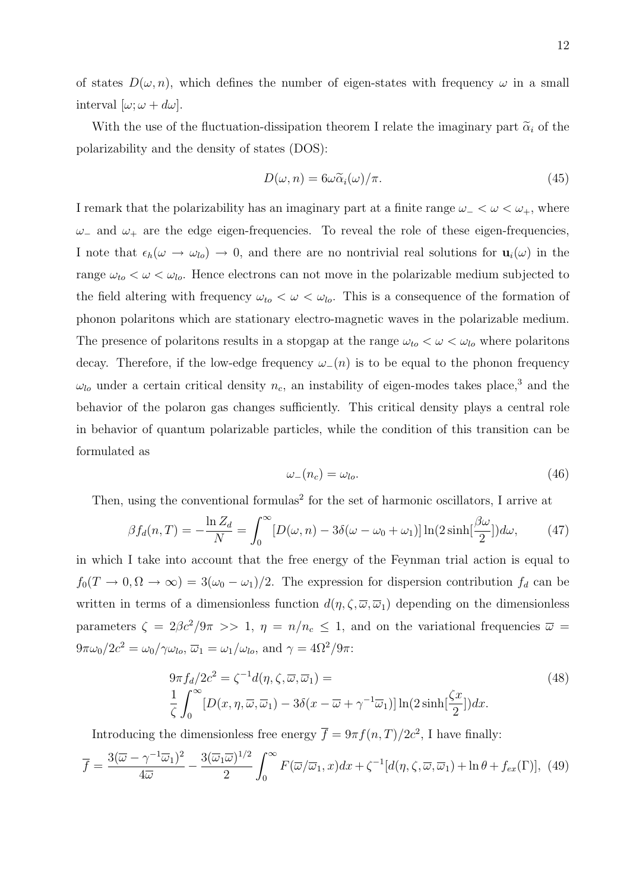of states $D(\omega, n)$, which defines the number of eigen-states with frequency $\omega$ in a small interval $[\omega; \omega + d\omega]$.

With the use of the fluctuation-dissipation theorem I relate the imaginary part $\widetilde{\alpha}_i$ of the polarizability and the density of states (DOS):

$$D(\omega, n) = 6\omega\widetilde{\alpha}_i(\omega)/\pi. \tag{45}$$

I remark that the polarizability has an imaginary part at a finite range $\omega_- < \omega < \omega_+$, where $\omega_-$ and $\omega_+$ are the edge eigen-frequencies. To reveal the role of these eigen-frequencies, I note that $\epsilon_h(\omega \to \omega_{lo}) \to 0$, and there are no nontrivial real solutions for $\mathbf{u}_i(\omega)$ in the range $\omega_{to} < \omega < \omega_{lo}$. Hence electrons can not move in the polarizable medium subjected to the field altering with frequency $\omega_{to} < \omega < \omega_{lo}$. This is a consequence of the formation of phonon polaritons which are stationary electro-magnetic waves in the polarizable medium. The presence of polaritons results in a stopgap at the range $\omega_{to} < \omega < \omega_{lo}$ where polaritons decay. Therefore, if the low-edge frequency $\omega_-(n)$ is to be equal to the phonon frequency $\omega_{lo}$ under a certain critical density $n_c$, an instability of eigen-modes takes place,[3] and the behavior of the polaron gas changes sufficiently. This critical density plays a central role in behavior of quantum polarizable particles, while the condition of this transition can be formulated as

$$\omega_-(n_c) = \omega_{lo}. \tag{46}$$

Then, using the conventional formulas[2] for the set of harmonic oscillators, I arrive at

$$\beta f_d(n, T) = -\frac{\ln Z_d}{N} = \int_0^\infty [D(\omega, n) - 3\delta(\omega - \omega_0 + \omega_1)] \ln(2\sinh[\frac{\beta\omega}{2}])d\omega, \tag{47}$$

in which I take into account that the free energy of the Feynman trial action is equal to $f_0(T \to 0, \Omega \to \infty) = 3(\omega_0 - \omega_1)/2$. The expression for dispersion contribution $f_d$ can be written in terms of a dimensionless function $d(\eta, \zeta, \overline{\omega}, \overline{\omega}_1)$ depending on the dimensionless parameters $\zeta = 2\beta c^2/9\pi >> 1$, $\eta = n/n_c \leq 1$, and on the variational frequencies $\overline{\omega} = 9\pi\omega_0/2c^2 = \omega_0/\gamma\omega_{lo}$, $\overline{\omega}_1 = \omega_1/\omega_{lo}$, and $\gamma = 4\Omega^2/9\pi$:

$$\begin{aligned} &9\pi f_d/2c^2 = \zeta^{-1} d(\eta, \zeta, \overline{\omega}, \overline{\omega}_1) = \\ &\frac{1}{\zeta}\int_0^\infty [D(x, \eta, \overline{\omega}, \overline{\omega}_1) - 3\delta(x - \overline{\omega} + \gamma^{-1}\overline{\omega}_1)] \ln(2\sinh[\frac{\zeta x}{2}])dx. \end{aligned} \tag{48}$$

Introducing the dimensionless free energy $\overline{f} = 9\pi f(n, T)/2c^2$, I have finally:

$$\overline{f} = \frac{3(\overline{\omega} - \gamma^{-1}\overline{\omega}_1)^2}{4\overline{\omega}} - \frac{3(\overline{\omega}_1\overline{\omega})^{1/2}}{2}\int_0^\infty F(\overline{\omega}/\overline{\omega}_1, x)dx + \zeta^{-1}[d(\eta, \zeta, \overline{\omega}, \overline{\omega}_1) + \ln\theta + f_{ex}(\Gamma)], \tag{49}$$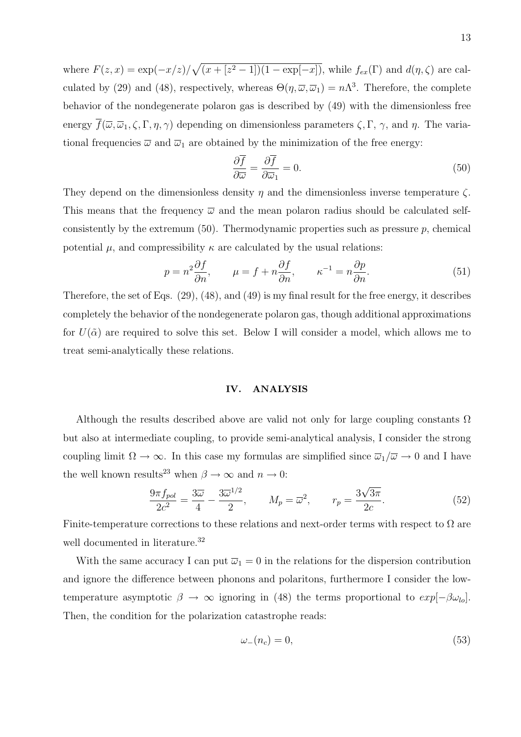where $F(z, x) = \exp(-x/z)/\sqrt{(x + [z^2 - 1])(1 - \exp[-x])}$, while $f_{ex}(\Gamma)$ and $d(\eta, \zeta)$ are calculated by (29) and (48), respectively, whereas $\Theta(\eta, \overline{\omega}, \overline{\omega}_1) = n\Lambda^3$. Therefore, the complete behavior of the nondegenerate polaron gas is described by (49) with the dimensionless free energy $\overline{f}(\overline{\omega}, \overline{\omega}_1, \zeta, \Gamma, \eta, \gamma)$ depending on dimensionless parameters $\zeta, \Gamma$, $\gamma$, and $\eta$. The variational frequencies $\overline{\omega}$ and $\overline{\omega}_1$ are obtained by the minimization of the free energy:

$$\frac{\partial \overline{f}}{\partial \overline{\omega}} = \frac{\partial \overline{f}}{\partial \overline{\omega}_1} = 0. \tag{50}$$

They depend on the dimensionless density $\eta$ and the dimensionless inverse temperature $\zeta$. This means that the frequency $\overline{\omega}$ and the mean polaron radius should be calculated self-consistently by the extremum (50). Thermodynamic properties such as pressure $p$, chemical potential $\mu$, and compressibility $\kappa$ are calculated by the usual relations:

$$p = n^2 \frac{\partial f}{\partial n}, \qquad \mu = f + n\frac{\partial f}{\partial n}, \qquad \kappa^{-1} = n\frac{\partial p}{\partial n}. \tag{51}$$

Therefore, the set of Eqs. (29), (48), and (49) is my final result for the free energy, it describes completely the behavior of the nondegenerate polaron gas, though additional approximations for $U(\tilde{\alpha})$ are required to solve this set. Below I will consider a model, which allows me to treat semi-analytically these relations.

## IV. ANALYSIS

Although the results described above are valid not only for large coupling constants $\Omega$ but also at intermediate coupling, to provide semi-analytical analysis, I consider the strong coupling limit $\Omega \to \infty$. In this case my formulas are simplified since $\overline{\omega}_1/\overline{\omega} \to 0$ and I have the well known results[23] when $\beta \to \infty$ and $n \to 0$:

$$\frac{9\pi f_{pol}}{2c^2} = \frac{3\overline{\omega}}{4} - \frac{3\overline{\omega}^{1/2}}{2}, \qquad M_p = \overline{\omega}^2, \qquad r_p = \frac{3\sqrt{3\pi}}{2c}. \tag{52}$$

Finite-temperature corrections to these relations and next-order terms with respect to $\Omega$ are well documented in literature.[32]

With the same accuracy I can put $\overline{\omega}_1 = 0$ in the relations for the dispersion contribution and ignore the difference between phonons and polaritons, furthermore I consider the low-temperature asymptotic $\beta \to \infty$ ignoring in (48) the terms proportional to $exp[-\beta\omega_{lo}]$. Then, the condition for the polarization catastrophe reads:

$$\omega_-(n_c) = 0, \tag{53}$$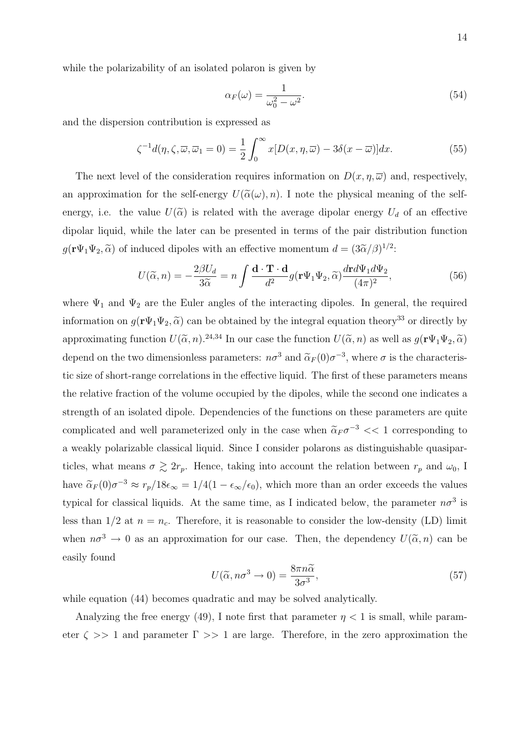while the polarizability of an isolated polaron is given by

$$\alpha_F(\omega) = \frac{1}{\omega_0^2 - \omega^2}. \tag{54}$$

and the dispersion contribution is expressed as

$$\zeta^{-1} d(\eta, \zeta, \overline{\omega}, \overline{\omega}_1 = 0) = \frac{1}{2} \int_0^\infty x[D(x, \eta, \overline{\omega}) - 3\delta(x - \overline{\omega})]dx. \tag{55}$$

The next level of the consideration requires information on $D(x, \eta, \overline{\omega})$ and, respectively, an approximation for the self-energy $U(\widetilde{\alpha}(\omega), n)$. I note the physical meaning of the self-energy, i.e. the value $U(\widetilde{\alpha})$ is related with the average dipolar energy $U_d$ of an effective dipolar liquid, while the later can be presented in terms of the pair distribution function $g(\mathbf{r}\Psi_1\Psi_2, \widetilde{\alpha})$ of induced dipoles with an effective momentum $d = (3\widetilde{\alpha}/\beta)^{1/2}$:

$$U(\widetilde{\alpha}, n) = -\frac{2\beta U_d}{3\widetilde{\alpha}} = n \int \frac{\mathbf{d} \cdot \mathbf{T} \cdot \mathbf{d}}{d^2} g(\mathbf{r}\Psi_1\Psi_2, \widetilde{\alpha}) \frac{d\mathbf{r} d\Psi_1 d\Psi_2}{(4\pi)^2}, \tag{56}$$

where $\Psi_1$ and $\Psi_2$ are the Euler angles of the interacting dipoles. In general, the required information on $g(\mathbf{r}\Psi_1\Psi_2, \widetilde{\alpha})$ can be obtained by the integral equation theory[33] or directly by approximating function $U(\widetilde{\alpha}, n)$.[24,34] In our case the function $U(\widetilde{\alpha}, n)$ as well as $g(\mathbf{r}\Psi_1\Psi_2, \widetilde{\alpha})$ depend on the two dimensionless parameters: $n\sigma^3$ and $\widetilde{\alpha}_F(0)\sigma^{-3}$, where $\sigma$ is the characteristic size of short-range correlations in the effective liquid. The first of these parameters means the relative fraction of the volume occupied by the dipoles, while the second one indicates a strength of an isolated dipole. Dependencies of the functions on these parameters are quite complicated and well parameterized only in the case when $\widetilde{\alpha}_F \sigma^{-3} << 1$ corresponding to a weakly polarizable classical liquid. Since I consider polarons as distinguishable quasiparticles, what means $\sigma \gtrsim 2r_p$. Hence, taking into account the relation between $r_p$ and $\omega_0$, I have $\widetilde{\alpha}_F(0)\sigma^{-3} \approx r_p/18\epsilon_\infty = 1/4(1 - \epsilon_\infty/\epsilon_0)$, which more than an order exceeds the values typical for classical liquids. At the same time, as I indicated below, the parameter $n\sigma^3$ is less than $1/2$ at $n = n_c$. Therefore, it is reasonable to consider the low-density (LD) limit when $n\sigma^3 \to 0$ as an approximation for our case. Then, the dependency $U(\widetilde{\alpha}, n)$ can be easily found

$$U(\widetilde{\alpha}, n\sigma^3 \to 0) = \frac{8\pi n \widetilde{\alpha}}{3\sigma^3}, \tag{57}$$

while equation (44) becomes quadratic and may be solved analytically.

Analyzing the free energy (49), I note first that parameter $\eta < 1$ is small, while parameter $\zeta >> 1$ and parameter $\Gamma >> 1$ are large. Therefore, in the zero approximation the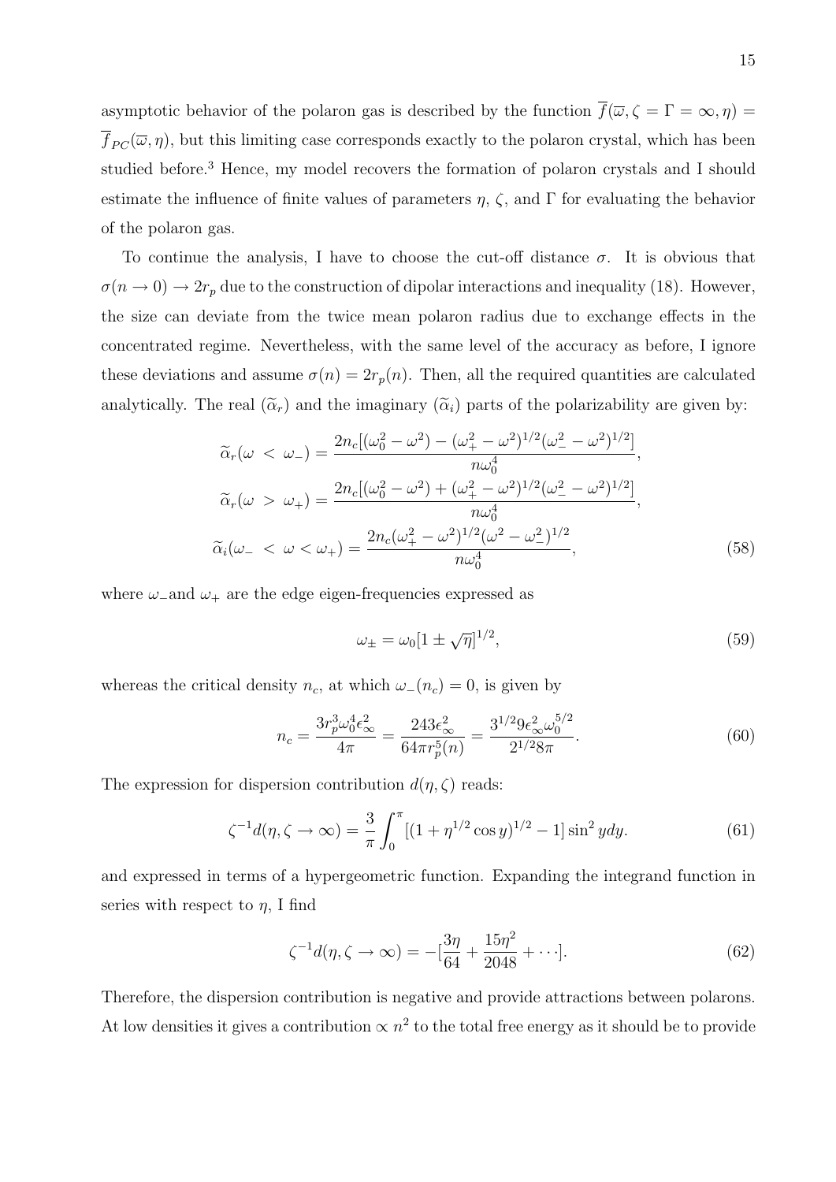asymptotic behavior of the polaron gas is described by the function $\overline{f}(\overline{\omega}, \zeta = \Gamma = \infty, \eta) = \overline{f}_{PC}(\overline{\omega}, \eta)$, but this limiting case corresponds exactly to the polaron crystal, which has been studied before.[3] Hence, my model recovers the formation of polaron crystals and I should estimate the influence of finite values of parameters $\eta$, $\zeta$, and $\Gamma$ for evaluating the behavior of the polaron gas.

To continue the analysis, I have to choose the cut-off distance $\sigma$. It is obvious that $\sigma(n \to 0) \to 2r_p$ due to the construction of dipolar interactions and inequality (18). However, the size can deviate from the twice mean polaron radius due to exchange effects in the concentrated regime. Nevertheless, with the same level of the accuracy as before, I ignore these deviations and assume $\sigma(n) = 2r_p(n)$. Then, all the required quantities are calculated analytically. The real ($\widetilde{\alpha}_r$) and the imaginary ($\widetilde{\alpha}_i$) parts of the polarizability are given by:

$$\widetilde{\alpha}_r(\omega < \omega_-) = \frac{2n_c[(\omega_0^2 - \omega^2) - (\omega_+^2 - \omega^2)^{1/2}(\omega_-^2 - \omega^2)^{1/2}]}{n\omega_0^4},$$
$$\widetilde{\alpha}_r(\omega > \omega_+) = \frac{2n_c[(\omega_0^2 - \omega^2) + (\omega_+^2 - \omega^2)^{1/2}(\omega_-^2 - \omega^2)^{1/2}]}{n\omega_0^4},$$
$$\widetilde{\alpha}_i(\omega_- < \omega < \omega_+) = \frac{2n_c(\omega_+^2 - \omega^2)^{1/2}(\omega^2 - \omega_-^2)^{1/2}}{n\omega_0^4}, \tag{58}$$

where $\omega_-$and $\omega_+$ are the edge eigen-frequencies expressed as

$$\omega_\pm = \omega_0[1 \pm \sqrt{\eta}]^{1/2}, \tag{59}$$

whereas the critical density $n_c$, at which $\omega_-(n_c) = 0$, is given by

$$n_c = \frac{3r_p^3\omega_0^4\epsilon_\infty^2}{4\pi} = \frac{243\epsilon_\infty^2}{64\pi r_p^5(n)} = \frac{3^{1/2}9\epsilon_\infty^2\omega_0^{5/2}}{2^{1/2}8\pi}. \tag{60}$$

The expression for dispersion contribution $d(\eta, \zeta)$ reads:

$$\zeta^{-1}d(\eta, \zeta \to \infty) = \frac{3}{\pi}\int_0^\pi [(1 + \eta^{1/2}\cos y)^{1/2} - 1]\sin^2 y dy. \tag{61}$$

and expressed in terms of a hypergeometric function. Expanding the integrand function in series with respect to $\eta$, I find

$$\zeta^{-1}d(\eta, \zeta \to \infty) = -[\frac{3\eta}{64} + \frac{15\eta^2}{2048} + \cdots]. \tag{62}$$

Therefore, the dispersion contribution is negative and provide attractions between polarons. At low densities it gives a contribution $\propto n^2$ to the total free energy as it should be to provide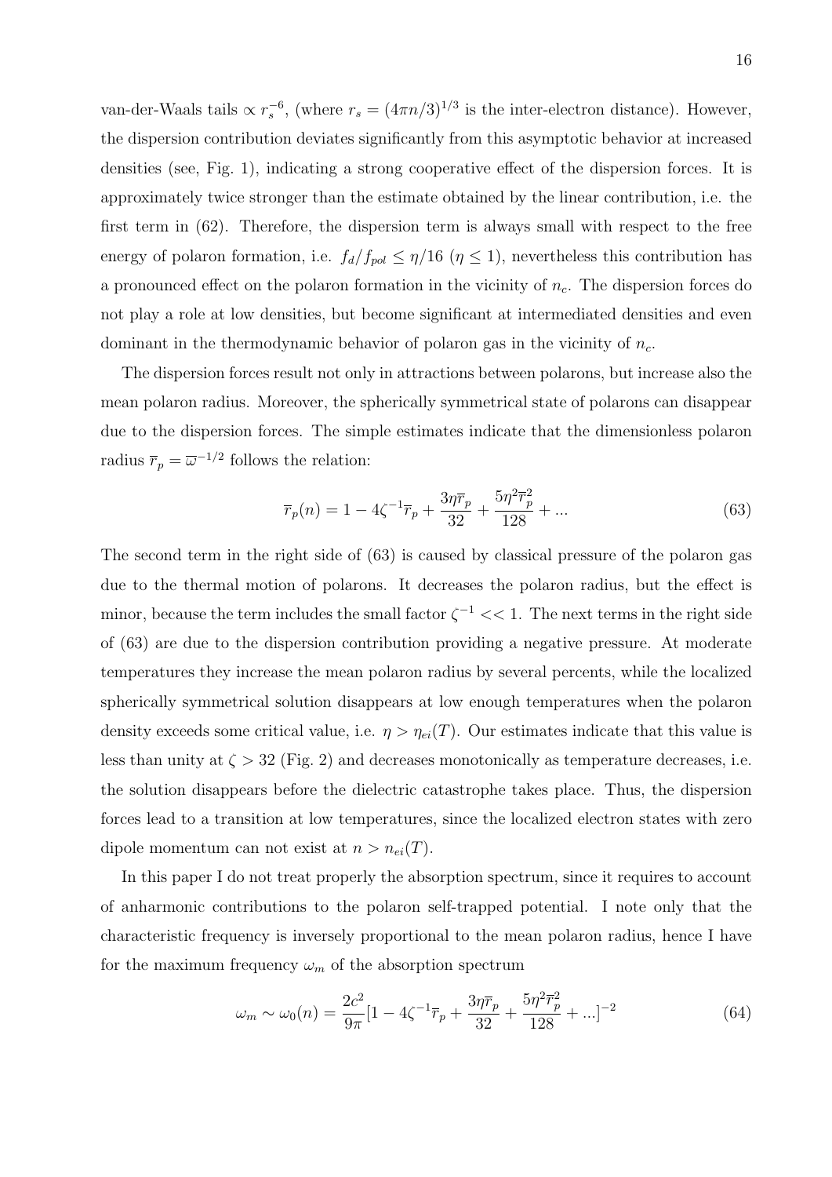van-der-Waals tails $\propto r_s^{-6}$, (where $r_s = (4\pi n/3)^{1/3}$ is the inter-electron distance). However, the dispersion contribution deviates significantly from this asymptotic behavior at increased densities (see, Fig. 1), indicating a strong cooperative effect of the dispersion forces. It is approximately twice stronger than the estimate obtained by the linear contribution, i.e. the first term in (62). Therefore, the dispersion term is always small with respect to the free energy of polaron formation, i.e. $f_d/f_{pol} \leq \eta/16$ ($\eta \leq 1$), nevertheless this contribution has a pronounced effect on the polaron formation in the vicinity of $n_c$. The dispersion forces do not play a role at low densities, but become significant at intermediated densities and even dominant in the thermodynamic behavior of polaron gas in the vicinity of $n_c$.

The dispersion forces result not only in attractions between polarons, but increase also the mean polaron radius. Moreover, the spherically symmetrical state of polarons can disappear due to the dispersion forces. The simple estimates indicate that the dimensionless polaron radius $\overline{r}_p = \overline{\omega}^{-1/2}$ follows the relation:

$$\overline{r}_p(n) = 1 - 4\zeta^{-1}\overline{r}_p + \frac{3\eta\overline{r}_p}{32} + \frac{5\eta^2\overline{r}_p^2}{128} + ... \tag{63}$$

The second term in the right side of (63) is caused by classical pressure of the polaron gas due to the thermal motion of polarons. It decreases the polaron radius, but the effect is minor, because the term includes the small factor $\zeta^{-1} << 1$. The next terms in the right side of (63) are due to the dispersion contribution providing a negative pressure. At moderate temperatures they increase the mean polaron radius by several percents, while the localized spherically symmetrical solution disappears at low enough temperatures when the polaron density exceeds some critical value, i.e. $\eta > \eta_{ei}(T)$. Our estimates indicate that this value is less than unity at $\zeta > 32$ (Fig. 2) and decreases monotonically as temperature decreases, i.e. the solution disappears before the dielectric catastrophe takes place. Thus, the dispersion forces lead to a transition at low temperatures, since the localized electron states with zero dipole momentum can not exist at $n > n_{ei}(T)$.

In this paper I do not treat properly the absorption spectrum, since it requires to account of anharmonic contributions to the polaron self-trapped potential. I note only that the characteristic frequency is inversely proportional to the mean polaron radius, hence I have for the maximum frequency $\omega_m$ of the absorption spectrum

$$\omega_m \sim \omega_0(n) = \frac{2c^2}{9\pi}[1 - 4\zeta^{-1}\overline{r}_p + \frac{3\eta\overline{r}_p}{32} + \frac{5\eta^2\overline{r}_p^2}{128} + ...]^{-2} \tag{64}$$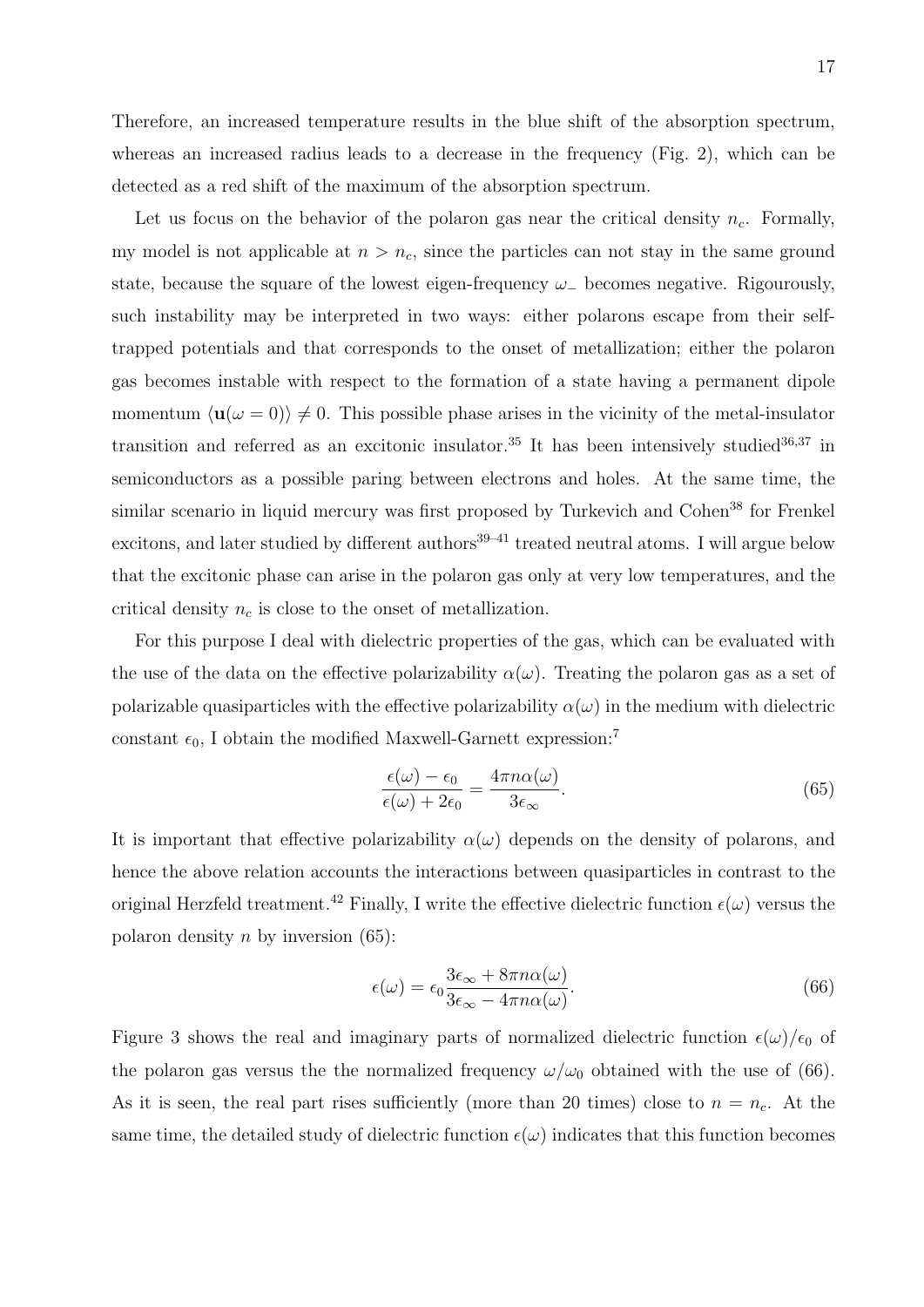Therefore, an increased temperature results in the blue shift of the absorption spectrum, whereas an increased radius leads to a decrease in the frequency (Fig. 2), which can be detected as a red shift of the maximum of the absorption spectrum.

Let us focus on the behavior of the polaron gas near the critical density $n_c$. Formally, my model is not applicable at $n > n_c$, since the particles can not stay in the same ground state, because the square of the lowest eigen-frequency $\omega_-$ becomes negative. Rigourously, such instability may be interpreted in two ways: either polarons escape from their self-trapped potentials and that corresponds to the onset of metallization; either the polaron gas becomes instable with respect to the formation of a state having a permanent dipole momentum $\langle \mathbf{u}(\omega = 0) \rangle \neq 0$. This possible phase arises in the vicinity of the metal-insulator transition and referred as an excitonic insulator.[35] It has been intensively studied[36,37] in semiconductors as a possible paring between electrons and holes. At the same time, the similar scenario in liquid mercury was first proposed by Turkevich and Cohen[38] for Frenkel excitons, and later studied by different authors[39–41] treated neutral atoms. I will argue below that the excitonic phase can arise in the polaron gas only at very low temperatures, and the critical density $n_c$ is close to the onset of metallization.

For this purpose I deal with dielectric properties of the gas, which can be evaluated with the use of the data on the effective polarizability $\alpha(\omega)$. Treating the polaron gas as a set of polarizable quasiparticles with the effective polarizability $\alpha(\omega)$ in the medium with dielectric constant $\epsilon_0$, I obtain the modified Maxwell-Garnett expression:[7]

$$\frac{\epsilon(\omega) - \epsilon_0}{\epsilon(\omega) + 2\epsilon_0} = \frac{4\pi n \alpha(\omega)}{3\epsilon_\infty}. \tag{65}$$

It is important that effective polarizability $\alpha(\omega)$ depends on the density of polarons, and hence the above relation accounts the interactions between quasiparticles in contrast to the original Herzfeld treatment.[42] Finally, I write the effective dielectric function $\epsilon(\omega)$ versus the polaron density $n$ by inversion (65):

$$\epsilon(\omega) = \epsilon_0 \frac{3\epsilon_\infty + 8\pi n \alpha(\omega)}{3\epsilon_\infty - 4\pi n \alpha(\omega)}. \tag{66}$$

Figure 3 shows the real and imaginary parts of normalized dielectric function $\epsilon(\omega)/\epsilon_0$ of the polaron gas versus the the normalized frequency $\omega/\omega_0$ obtained with the use of (66). As it is seen, the real part rises sufficiently (more than 20 times) close to $n = n_c$. At the same time, the detailed study of dielectric function $\epsilon(\omega)$ indicates that this function becomes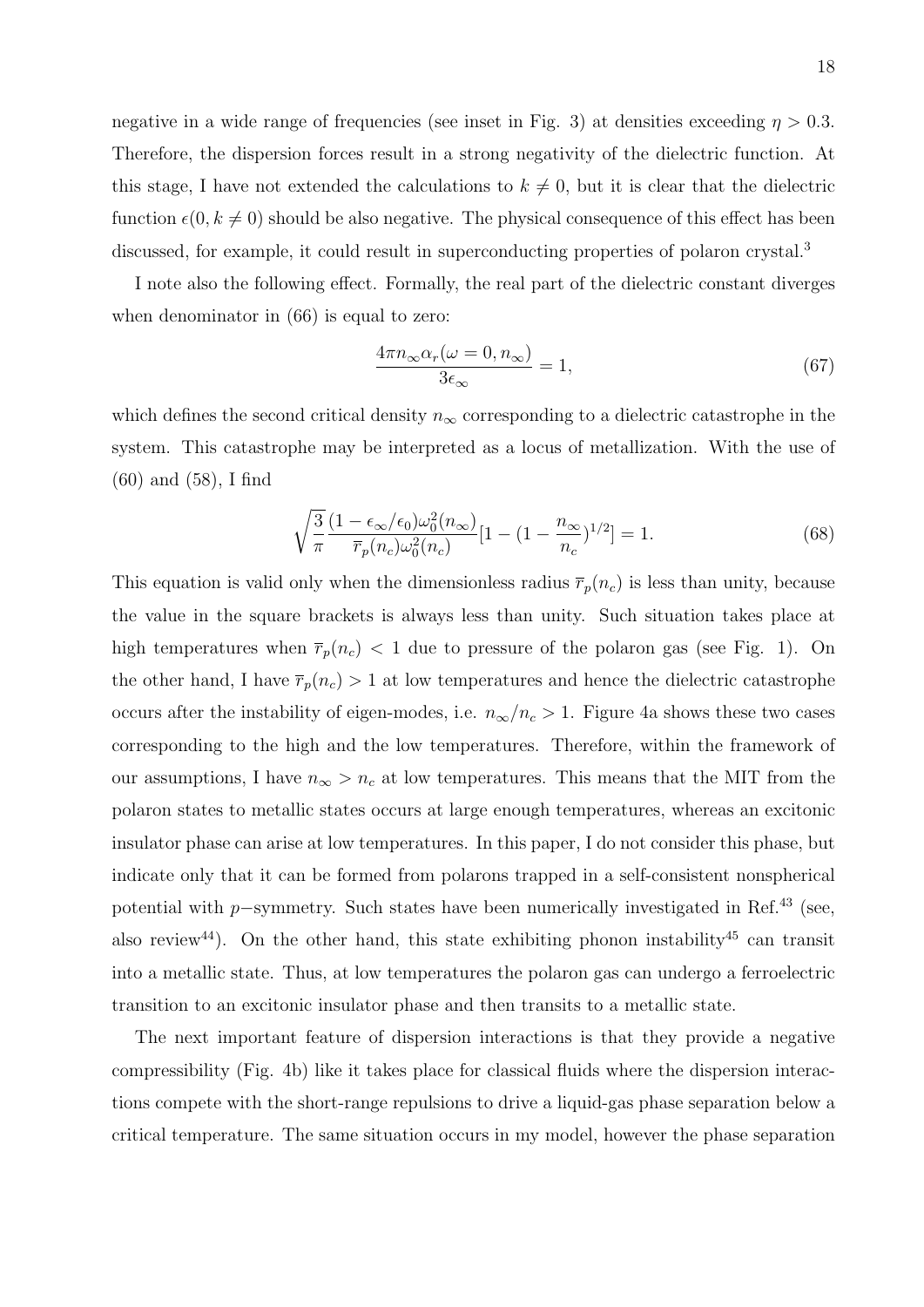negative in a wide range of frequencies (see inset in Fig. 3) at densities exceeding $\eta > 0.3$. Therefore, the dispersion forces result in a strong negativity of the dielectric function. At this stage, I have not extended the calculations to $k \neq 0$, but it is clear that the dielectric function $\epsilon(0, k \neq 0)$ should be also negative. The physical consequence of this effect has been discussed, for example, it could result in superconducting properties of polaron crystal.[3]

I note also the following effect. Formally, the real part of the dielectric constant diverges when denominator in (66) is equal to zero:

$$\frac{4\pi n_\infty \alpha_r(\omega = 0, n_\infty)}{3\epsilon_\infty} = 1, \tag{67}$$

which defines the second critical density $n_\infty$ corresponding to a dielectric catastrophe in the system. This catastrophe may be interpreted as a locus of metallization. With the use of (60) and (58), I find

$$\sqrt{\frac{3}{\pi}} \frac{(1 - \epsilon_\infty/\epsilon_0)\omega_0^2(n_\infty)}{\overline{r}_p(n_c)\omega_0^2(n_c)}[1 - (1 - \frac{n_\infty}{n_c})^{1/2}] = 1. \tag{68}$$

This equation is valid only when the dimensionless radius $\overline{r}_p(n_c)$ is less than unity, because the value in the square brackets is always less than unity. Such situation takes place at high temperatures when $\overline{r}_p(n_c) < 1$ due to pressure of the polaron gas (see Fig. 1). On the other hand, I have $\overline{r}_p(n_c) > 1$ at low temperatures and hence the dielectric catastrophe occurs after the instability of eigen-modes, i.e. $n_\infty/n_c > 1$. Figure 4a shows these two cases corresponding to the high and the low temperatures. Therefore, within the framework of our assumptions, I have $n_\infty > n_c$ at low temperatures. This means that the MIT from the polaron states to metallic states occurs at large enough temperatures, whereas an excitonic insulator phase can arise at low temperatures. In this paper, I do not consider this phase, but indicate only that it can be formed from polarons trapped in a self-consistent nonspherical potential with $p-$symmetry. Such states have been numerically investigated in Ref.[43] (see, also review[44]). On the other hand, this state exhibiting phonon instability[45] can transit into a metallic state. Thus, at low temperatures the polaron gas can undergo a ferroelectric transition to an excitonic insulator phase and then transits to a metallic state.

The next important feature of dispersion interactions is that they provide a negative compressibility (Fig. 4b) like it takes place for classical fluids where the dispersion interactions compete with the short-range repulsions to drive a liquid-gas phase separation below a critical temperature. The same situation occurs in my model, however the phase separation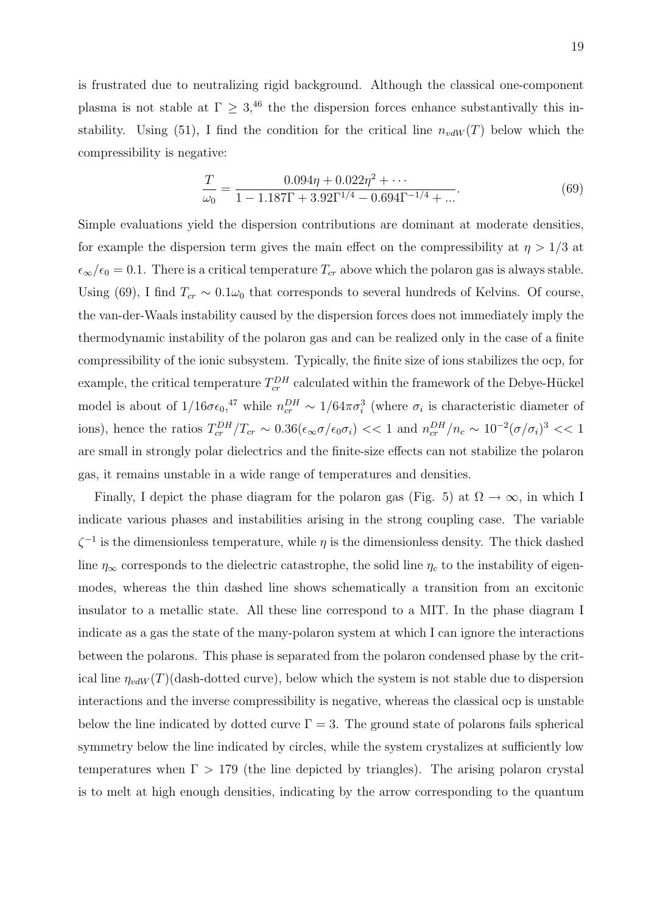is frustrated due to neutralizing rigid background. Although the classical one-component plasma is not stable at $\Gamma \geq 3$,[46] the the dispersion forces enhance substantivally this instability. Using (51), I find the condition for the critical line $n_{vdW}(T)$ below which the compressibility is negative:

$$\frac{T}{\omega_0} = \frac{0.094\eta + 0.022\eta^2 + \cdots}{1 - 1.187\Gamma + 3.92\Gamma^{1/4} - 0.694\Gamma^{-1/4} + \ldots}. \tag{69}$$

Simple evaluations yield the dispersion contributions are dominant at moderate densities, for example the dispersion term gives the main effect on the compressibility at $\eta > 1/3$ at $\epsilon_\infty/\epsilon_0 = 0.1$. There is a critical temperature $T_{cr}$ above which the polaron gas is always stable. Using (69), I find $T_{cr} \sim 0.1\omega_0$ that corresponds to several hundreds of Kelvins. Of course, the van-der-Waals instability caused by the dispersion forces does not immediately imply the thermodynamic instability of the polaron gas and can be realized only in the case of a finite compressibility of the ionic subsystem. Typically, the finite size of ions stabilizes the ocp, for example, the critical temperature $T_{cr}^{DH}$ calculated within the framework of the Debye-Hückel model is about of $1/16\sigma\epsilon_0$,[47] while $n_{cr}^{DH} \sim 1/64\pi\sigma_i^3$ (where $\sigma_i$ is characteristic diameter of ions), hence the ratios $T_{cr}^{DH}/T_{cr} \sim 0.36(\epsilon_\infty\sigma/\epsilon_0\sigma_i) << 1$ and $n_{cr}^{DH}/n_c \sim 10^{-2}(\sigma/\sigma_i)^3 << 1$ are small in strongly polar dielectrics and the finite-size effects can not stabilize the polaron gas, it remains unstable in a wide range of temperatures and densities.

Finally, I depict the phase diagram for the polaron gas (Fig. 5) at $\Omega \to \infty$, in which I indicate various phases and instabilities arising in the strong coupling case. The variable $\zeta^{-1}$ is the dimensionless temperature, while $\eta$ is the dimensionless density. The thick dashed line $\eta_\infty$ corresponds to the dielectric catastrophe, the solid line $\eta_c$ to the instability of eigenmodes, whereas the thin dashed line shows schematically a transition from an excitonic insulator to a metallic state. All these line correspond to a MIT. In the phase diagram I indicate as a gas the state of the many-polaron system at which I can ignore the interactions between the polarons. This phase is separated from the polaron condensed phase by the critical line $\eta_{vdW}(T)$(dash-dotted curve), below which the system is not stable due to dispersion interactions and the inverse compressibility is negative, whereas the classical ocp is unstable below the line indicated by dotted curve $\Gamma = 3$. The ground state of polarons fails spherical symmetry below the line indicated by circles, while the system crystalizes at sufficiently low temperatures when $\Gamma > 179$ (the line depicted by triangles). The arising polaron crystal is to melt at high enough densities, indicating by the arrow corresponding to the quantum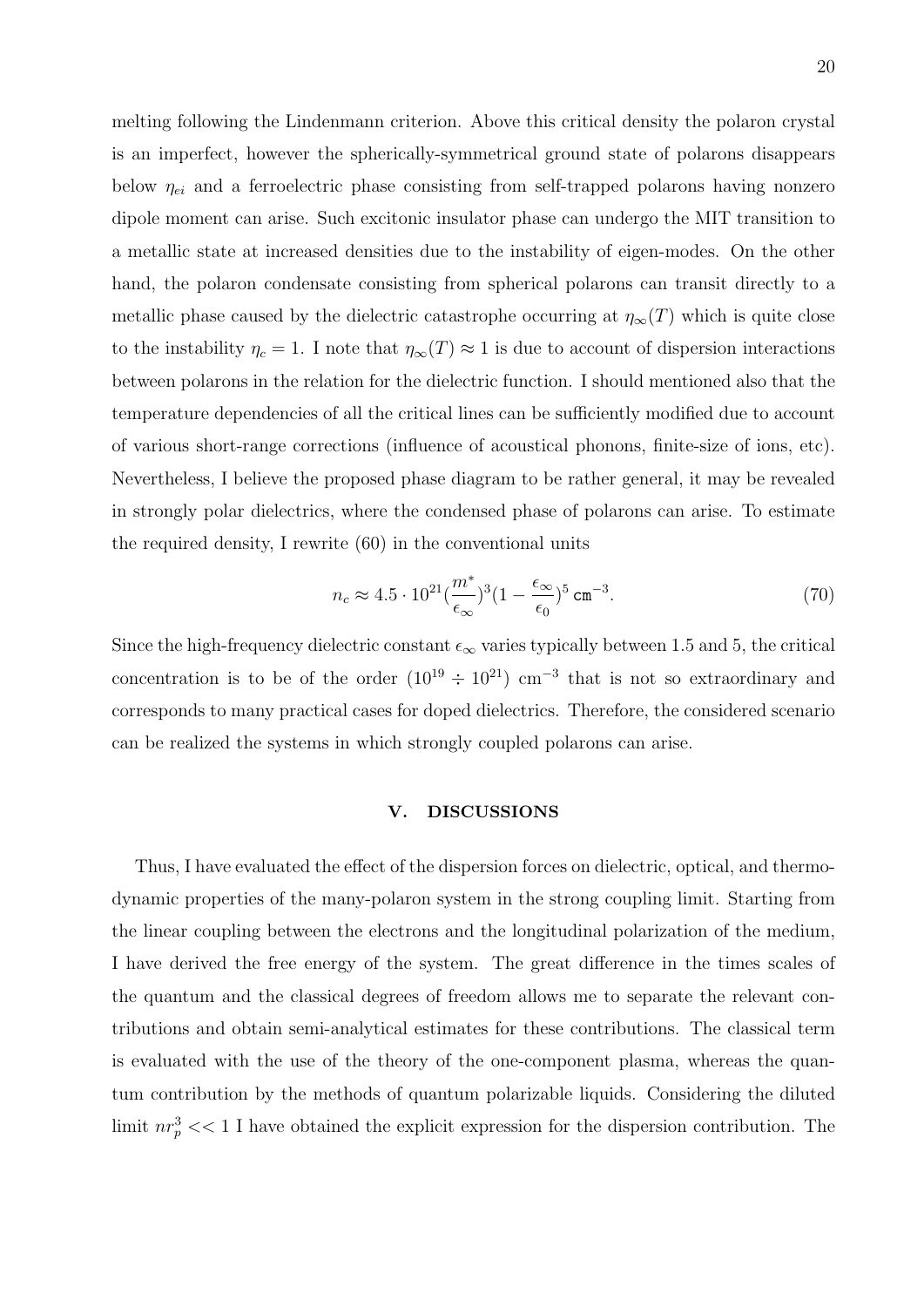melting following the Lindenmann criterion. Above this critical density the polaron crystal is an imperfect, however the spherically-symmetrical ground state of polarons disappears below $\eta_{ei}$ and a ferroelectric phase consisting from self-trapped polarons having nonzero dipole moment can arise. Such excitonic insulator phase can undergo the MIT transition to a metallic state at increased densities due to the instability of eigen-modes. On the other hand, the polaron condensate consisting from spherical polarons can transit directly to a metallic phase caused by the dielectric catastrophe occurring at $\eta_\infty(T)$ which is quite close to the instability $\eta_c = 1$. I note that $\eta_\infty(T) \approx 1$ is due to account of dispersion interactions between polarons in the relation for the dielectric function. I should mentioned also that the temperature dependencies of all the critical lines can be sufficiently modified due to account of various short-range corrections (influence of acoustical phonons, finite-size of ions, etc). Nevertheless, I believe the proposed phase diagram to be rather general, it may be revealed in strongly polar dielectrics, where the condensed phase of polarons can arise. To estimate the required density, I rewrite (60) in the conventional units

$$n_c \approx 4.5 \cdot 10^{21} (\frac{m^*}{\epsilon_\infty})^3 (1 - \frac{\epsilon_\infty}{\epsilon_0})^5 \ \mathtt{cm}^{-3}. \tag{70}$$

Since the high-frequency dielectric constant $\epsilon_\infty$ varies typically between 1.5 and 5, the critical concentration is to be of the order $(10^{19} \div 10^{21})$ cm$^{-3}$ that is not so extraordinary and corresponds to many practical cases for doped dielectrics. Therefore, the considered scenario can be realized the systems in which strongly coupled polarons can arise.

## V. DISCUSSIONS

Thus, I have evaluated the effect of the dispersion forces on dielectric, optical, and thermodynamic properties of the many-polaron system in the strong coupling limit. Starting from the linear coupling between the electrons and the longitudinal polarization of the medium, I have derived the free energy of the system. The great difference in the times scales of the quantum and the classical degrees of freedom allows me to separate the relevant contributions and obtain semi-analytical estimates for these contributions. The classical term is evaluated with the use of the theory of the one-component plasma, whereas the quantum contribution by the methods of quantum polarizable liquids. Considering the diluted limit $nr_p^3 << 1$ I have obtained the explicit expression for the dispersion contribution. The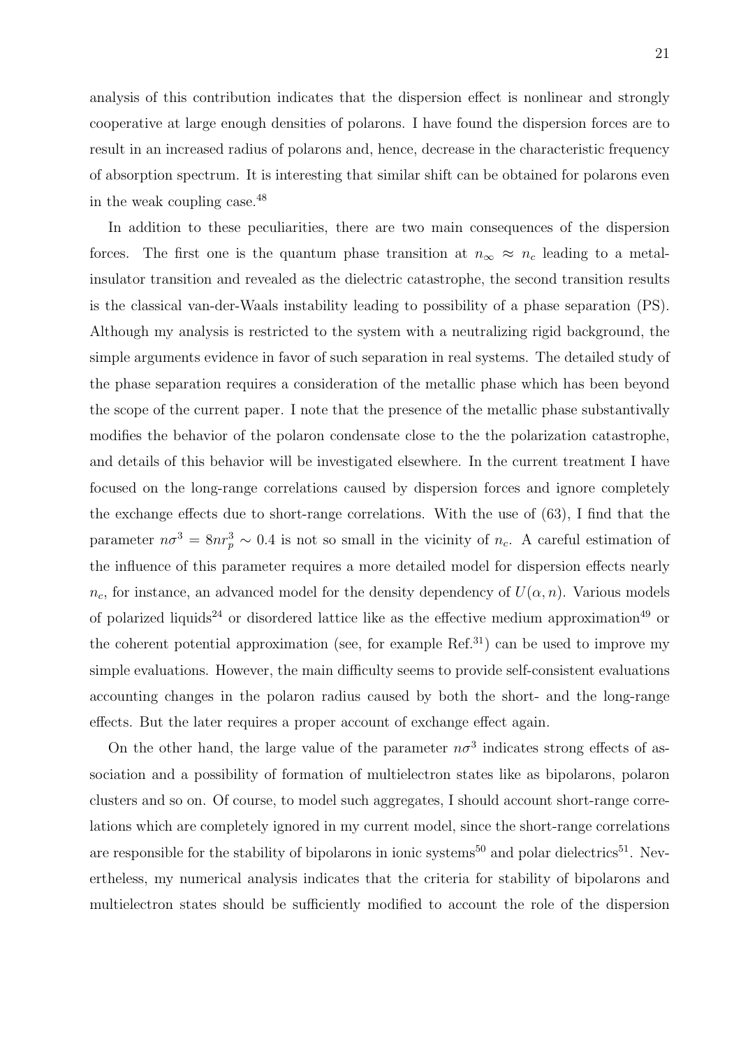analysis of this contribution indicates that the dispersion effect is nonlinear and strongly cooperative at large enough densities of polarons. I have found the dispersion forces are to result in an increased radius of polarons and, hence, decrease in the characteristic frequency of absorption spectrum. It is interesting that similar shift can be obtained for polarons even in the weak coupling case.[48]

In addition to these peculiarities, there are two main consequences of the dispersion forces. The first one is the quantum phase transition at $n_\infty \approx n_c$ leading to a metal-insulator transition and revealed as the dielectric catastrophe, the second transition results is the classical van-der-Waals instability leading to possibility of a phase separation (PS). Although my analysis is restricted to the system with a neutralizing rigid background, the simple arguments evidence in favor of such separation in real systems. The detailed study of the phase separation requires a consideration of the metallic phase which has been beyond the scope of the current paper. I note that the presence of the metallic phase substantivally modifies the behavior of the polaron condensate close to the the polarization catastrophe, and details of this behavior will be investigated elsewhere. In the current treatment I have focused on the long-range correlations caused by dispersion forces and ignore completely the exchange effects due to short-range correlations. With the use of (63), I find that the parameter $n\sigma^3 = 8nr_p^3 \sim 0.4$ is not so small in the vicinity of $n_c$. A careful estimation of the influence of this parameter requires a more detailed model for dispersion effects nearly $n_c$, for instance, an advanced model for the density dependency of $U(\alpha, n)$. Various models of polarized liquids[24] or disordered lattice like as the effective medium approximation[49] or the coherent potential approximation (see, for example Ref.[31]) can be used to improve my simple evaluations. However, the main difficulty seems to provide self-consistent evaluations accounting changes in the polaron radius caused by both the short- and the long-range effects. But the later requires a proper account of exchange effect again.

On the other hand, the large value of the parameter $n\sigma^3$ indicates strong effects of association and a possibility of formation of multielectron states like as bipolarons, polaron clusters and so on. Of course, to model such aggregates, I should account short-range correlations which are completely ignored in my current model, since the short-range correlations are responsible for the stability of bipolarons in ionic systems[50] and polar dielectrics[51]. Nevertheless, my numerical analysis indicates that the criteria for stability of bipolarons and multielectron states should be sufficiently modified to account the role of the dispersion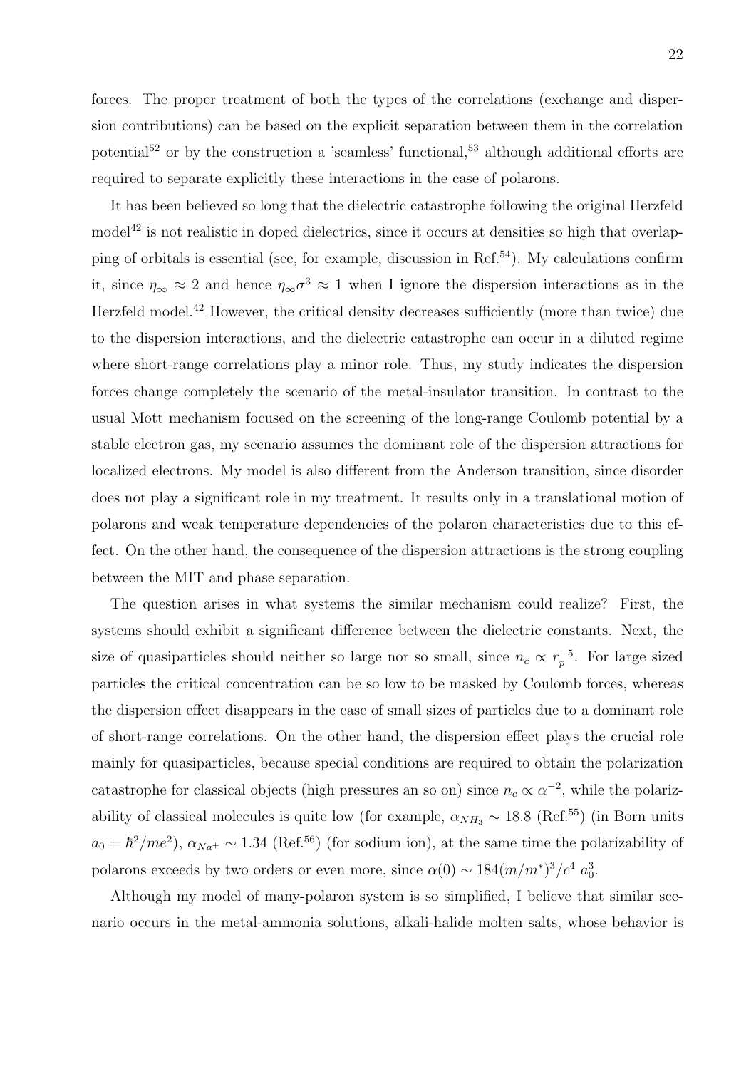forces. The proper treatment of both the types of the correlations (exchange and dispersion contributions) can be based on the explicit separation between them in the correlation potential[52] or by the construction a 'seamless' functional,[53] although additional efforts are required to separate explicitly these interactions in the case of polarons.

It has been believed so long that the dielectric catastrophe following the original Herzfeld model[42] is not realistic in doped dielectrics, since it occurs at densities so high that overlapping of orbitals is essential (see, for example, discussion in Ref.[54]). My calculations confirm it, since $\eta_\infty \approx 2$ and hence $\eta_\infty \sigma^3 \approx 1$ when I ignore the dispersion interactions as in the Herzfeld model.[42] However, the critical density decreases sufficiently (more than twice) due to the dispersion interactions, and the dielectric catastrophe can occur in a diluted regime where short-range correlations play a minor role. Thus, my study indicates the dispersion forces change completely the scenario of the metal-insulator transition. In contrast to the usual Mott mechanism focused on the screening of the long-range Coulomb potential by a stable electron gas, my scenario assumes the dominant role of the dispersion attractions for localized electrons. My model is also different from the Anderson transition, since disorder does not play a significant role in my treatment. It results only in a translational motion of polarons and weak temperature dependencies of the polaron characteristics due to this effect. On the other hand, the consequence of the dispersion attractions is the strong coupling between the MIT and phase separation.

The question arises in what systems the similar mechanism could realize? First, the systems should exhibit a significant difference between the dielectric constants. Next, the size of quasiparticles should neither so large nor so small, since $n_c \propto r_p^{-5}$. For large sized particles the critical concentration can be so low to be masked by Coulomb forces, whereas the dispersion effect disappears in the case of small sizes of particles due to a dominant role of short-range correlations. On the other hand, the dispersion effect plays the crucial role mainly for quasiparticles, because special conditions are required to obtain the polarization catastrophe for classical objects (high pressures an so on) since $n_c \propto \alpha^{-2}$, while the polarizability of classical molecules is quite low (for example, $\alpha_{NH_3} \sim 18.8$ (Ref.[55]) (in Born units $a_0 = \hbar^2/me^2$), $\alpha_{Na^+} \sim 1.34$ (Ref.[56]) (for sodium ion), at the same time the polarizability of polarons exceeds by two orders or even more, since $\alpha(0) \sim 184(m/m^*)^3/c^4 \ a_0^3$.

Although my model of many-polaron system is so simplified, I believe that similar scenario occurs in the metal-ammonia solutions, alkali-halide molten salts, whose behavior is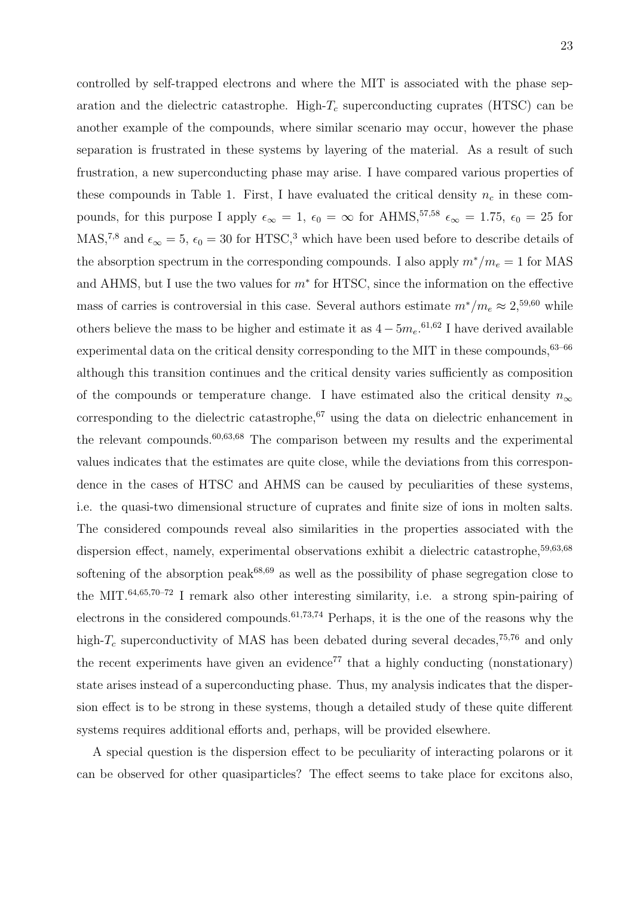controlled by self-trapped electrons and where the MIT is associated with the phase separation and the dielectric catastrophe. High-$T_c$ superconducting cuprates (HTSC) can be another example of the compounds, where similar scenario may occur, however the phase separation is frustrated in these systems by layering of the material. As a result of such frustration, a new superconducting phase may arise. I have compared various properties of these compounds in Table 1. First, I have evaluated the critical density $n_c$ in these compounds, for this purpose I apply $\epsilon_\infty = 1$, $\epsilon_0 = \infty$ for AHMS,[57,58] $\epsilon_\infty = 1.75$, $\epsilon_0 = 25$ for MAS,[7,8] and $\epsilon_\infty = 5$, $\epsilon_0 = 30$ for HTSC,[3] which have been used before to describe details of the absorption spectrum in the corresponding compounds. I also apply $m^*/m_e = 1$ for MAS and AHMS, but I use the two values for $m^*$ for HTSC, since the information on the effective mass of carries is controversial in this case. Several authors estimate $m^*/m_e \approx 2$,[59,60] while others believe the mass to be higher and estimate it as $4 - 5m_e$.[61,62] I have derived available experimental data on the critical density corresponding to the MIT in these compounds,[63–66] although this transition continues and the critical density varies sufficiently as composition of the compounds or temperature change. I have estimated also the critical density $n_\infty$ corresponding to the dielectric catastrophe,[67] using the data on dielectric enhancement in the relevant compounds.[60,63,68] The comparison between my results and the experimental values indicates that the estimates are quite close, while the deviations from this correspondence in the cases of HTSC and AHMS can be caused by peculiarities of these systems, i.e. the quasi-two dimensional structure of cuprates and finite size of ions in molten salts. The considered compounds reveal also similarities in the properties associated with the dispersion effect, namely, experimental observations exhibit a dielectric catastrophe,[59,63,68] softening of the absorption peak[68,69] as well as the possibility of phase segregation close to the MIT.[64,65,70–72] I remark also other interesting similarity, i.e. a strong spin-pairing of electrons in the considered compounds.[61,73,74] Perhaps, it is the one of the reasons why the high-$T_c$ superconductivity of MAS has been debated during several decades,[75,76] and only the recent experiments have given an evidence[77] that a highly conducting (nonstationary) state arises instead of a superconducting phase. Thus, my analysis indicates that the dispersion effect is to be strong in these systems, though a detailed study of these quite different systems requires additional efforts and, perhaps, will be provided elsewhere.

A special question is the dispersion effect to be peculiarity of interacting polarons or it can be observed for other quasiparticles? The effect seems to take place for excitons also,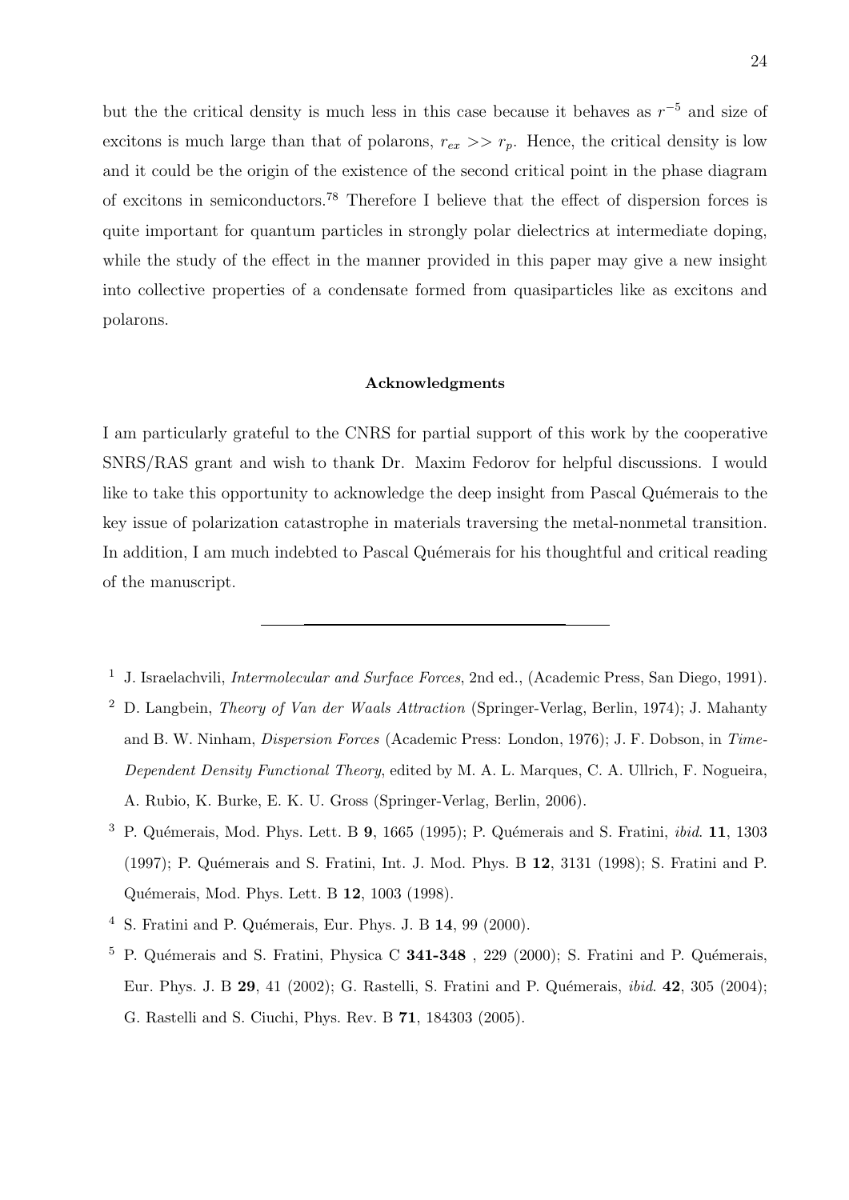but the the critical density is much less in this case because it behaves as $r^{-5}$ and size of excitons is much large than that of polarons, $r_{ex} >> r_p$. Hence, the critical density is low and it could be the origin of the existence of the second critical point in the phase diagram of excitons in semiconductors.[78] Therefore I believe that the effect of dispersion forces is quite important for quantum particles in strongly polar dielectrics at intermediate doping, while the study of the effect in the manner provided in this paper may give a new insight into collective properties of a condensate formed from quasiparticles like as excitons and polarons.

### Acknowledgments

I am particularly grateful to the CNRS for partial support of this work by the cooperative SNRS/RAS grant and wish to thank Dr. Maxim Fedorov for helpful discussions. I would like to take this opportunity to acknowledge the deep insight from Pascal Quémerais to the key issue of polarization catastrophe in materials traversing the metal-nonmetal transition. In addition, I am much indebted to Pascal Quémerais for his thoughtful and critical reading of the manuscript.

---

[1] J. Israelachvili, *Intermolecular and Surface Forces*, 2nd ed., (Academic Press, San Diego, 1991).

[2] D. Langbein, *Theory of Van der Waals Attraction* (Springer-Verlag, Berlin, 1974); J. Mahanty and B. W. Ninham, *Dispersion Forces* (Academic Press: London, 1976); J. F. Dobson, in *Time-Dependent Density Functional Theory*, edited by M. A. L. Marques, C. A. Ullrich, F. Nogueira, A. Rubio, K. Burke, E. K. U. Gross (Springer-Verlag, Berlin, 2006).

[3] P. Quémerais, Mod. Phys. Lett. B **9**, 1665 (1995); P. Quémerais and S. Fratini, *ibid*. **11**, 1303 (1997); P. Quémerais and S. Fratini, Int. J. Mod. Phys. B **12**, 3131 (1998); S. Fratini and P. Quémerais, Mod. Phys. Lett. B **12**, 1003 (1998).

[4] S. Fratini and P. Quémerais, Eur. Phys. J. B **14**, 99 (2000).

[5] P. Quémerais and S. Fratini, Physica C **341-348** , 229 (2000); S. Fratini and P. Quémerais, Eur. Phys. J. B **29**, 41 (2002); G. Rastelli, S. Fratini and P. Quémerais, *ibid*. **42**, 305 (2004); G. Rastelli and S. Ciuchi, Phys. Rev. B **71**, 184303 (2005).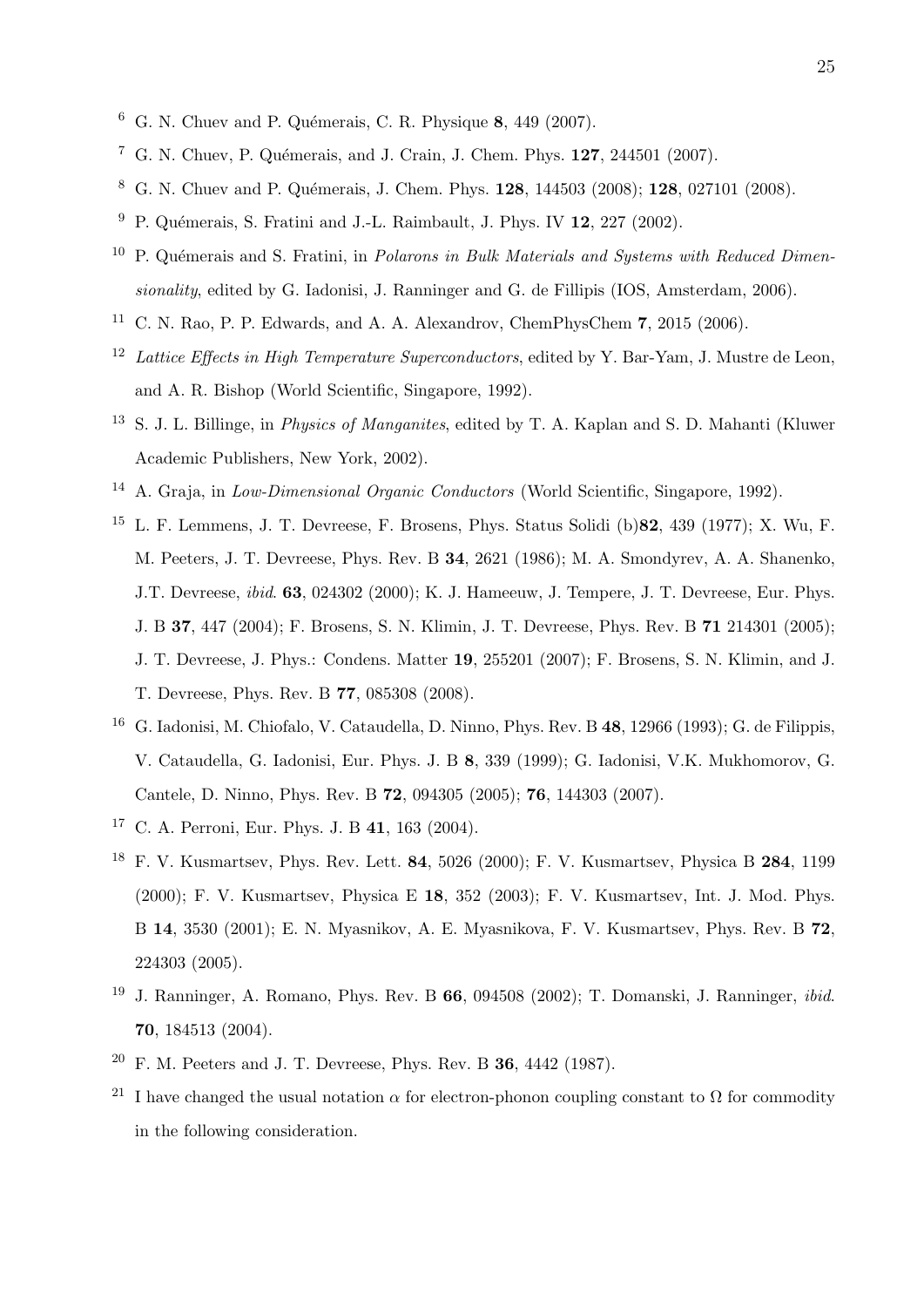[6] G. N. Chuev and P. Quémerais, C. R. Physique **8**, 449 (2007).

[7] G. N. Chuev, P. Quémerais, and J. Crain, J. Chem. Phys. **127**, 244501 (2007).

[8] G. N. Chuev and P. Quémerais, J. Chem. Phys. **128**, 144503 (2008); **128**, 027101 (2008).

[9] P. Quémerais, S. Fratini and J.-L. Raimbault, J. Phys. IV **12**, 227 (2002).

[10] P. Quémerais and S. Fratini, in *Polarons in Bulk Materials and Systems with Reduced Dimensionality*, edited by G. Iadonisi, J. Ranninger and G. de Fillipis (IOS, Amsterdam, 2006).

[11] C. N. Rao, P. P. Edwards, and A. A. Alexandrov, ChemPhysChem **7**, 2015 (2006).

[12] *Lattice Effects in High Temperature Superconductors*, edited by Y. Bar-Yam, J. Mustre de Leon, and A. R. Bishop (World Scientific, Singapore, 1992).

[13] S. J. L. Billinge, in *Physics of Manganites*, edited by T. A. Kaplan and S. D. Mahanti (Kluwer Academic Publishers, New York, 2002).

[14] A. Graja, in *Low-Dimensional Organic Conductors* (World Scientific, Singapore, 1992).

[15] L. F. Lemmens, J. T. Devreese, F. Brosens, Phys. Status Solidi (b)**82**, 439 (1977); X. Wu, F. M. Peeters, J. T. Devreese, Phys. Rev. B **34**, 2621 (1986); M. A. Smondyrev, A. A. Shanenko, J.T. Devreese, *ibid*. **63**, 024302 (2000); K. J. Hameeuw, J. Tempere, J. T. Devreese, Eur. Phys. J. B **37**, 447 (2004); F. Brosens, S. N. Klimin, J. T. Devreese, Phys. Rev. B **71** 214301 (2005); J. T. Devreese, J. Phys.: Condens. Matter **19**, 255201 (2007); F. Brosens, S. N. Klimin, and J. T. Devreese, Phys. Rev. B **77**, 085308 (2008).

[16] G. Iadonisi, M. Chiofalo, V. Cataudella, D. Ninno, Phys. Rev. B **48**, 12966 (1993); G. de Filippis, V. Cataudella, G. Iadonisi, Eur. Phys. J. B **8**, 339 (1999); G. Iadonisi, V.K. Mukhomorov, G. Cantele, D. Ninno, Phys. Rev. B **72**, 094305 (2005); **76**, 144303 (2007).

[17] C. A. Perroni, Eur. Phys. J. B **41**, 163 (2004).

[18] F. V. Kusmartsev, Phys. Rev. Lett. **84**, 5026 (2000); F. V. Kusmartsev, Physica B **284**, 1199 (2000); F. V. Kusmartsev, Physica E **18**, 352 (2003); F. V. Kusmartsev, Int. J. Mod. Phys. B **14**, 3530 (2001); E. N. Myasnikov, A. E. Myasnikova, F. V. Kusmartsev, Phys. Rev. B **72**, 224303 (2005).

[19] J. Ranninger, A. Romano, Phys. Rev. B **66**, 094508 (2002); T. Domanski, J. Ranninger, *ibid*. **70**, 184513 (2004).

[20] F. M. Peeters and J. T. Devreese, Phys. Rev. B **36**, 4442 (1987).

[21] I have changed the usual notation $\alpha$ for electron-phonon coupling constant to $\Omega$ for commodity in the following consideration.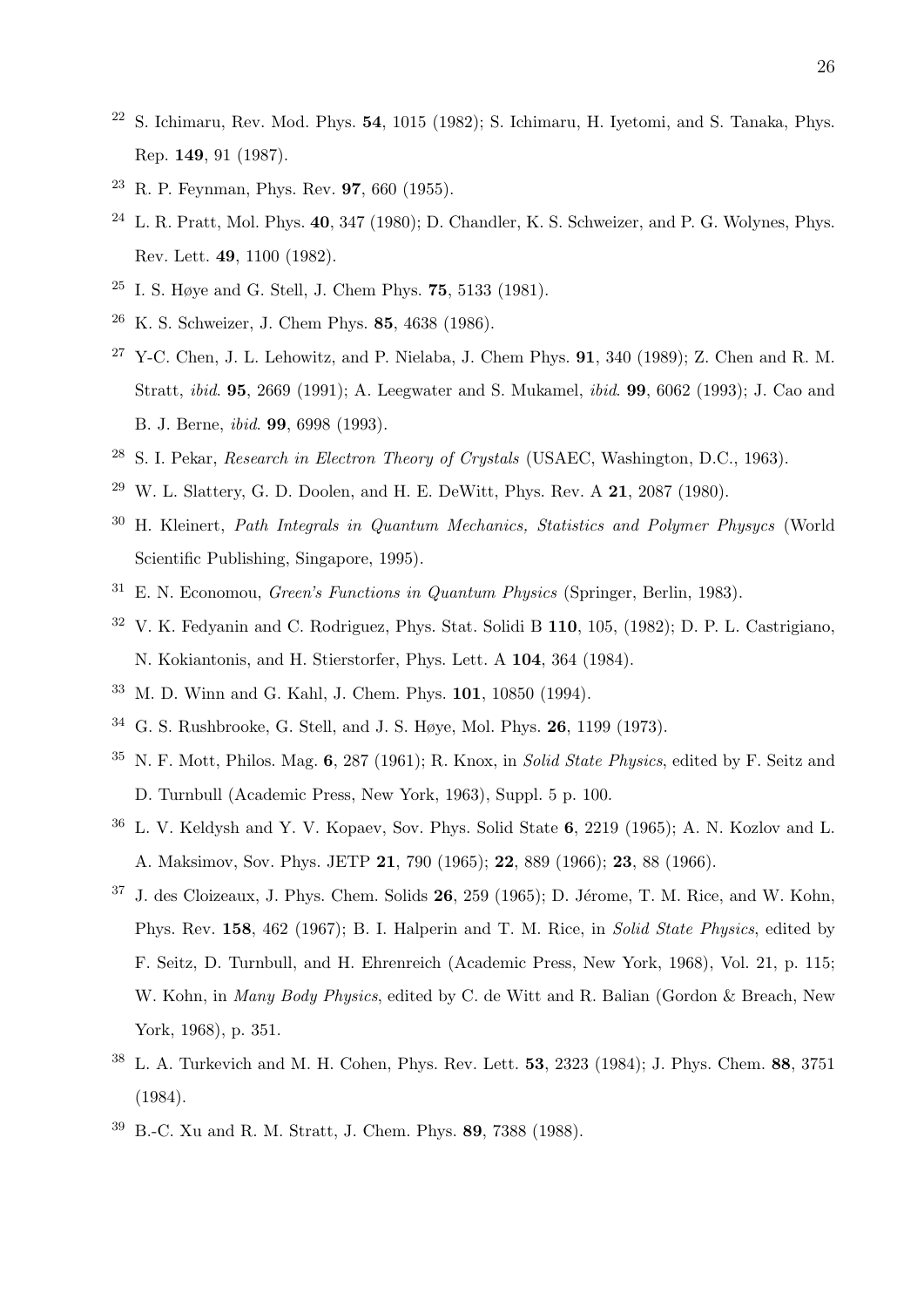[22] S. Ichimaru, Rev. Mod. Phys. **54**, 1015 (1982); S. Ichimaru, H. Iyetomi, and S. Tanaka, Phys. Rep. **149**, 91 (1987).

[23] R. P. Feynman, Phys. Rev. **97**, 660 (1955).

[24] L. R. Pratt, Mol. Phys. **40**, 347 (1980); D. Chandler, K. S. Schweizer, and P. G. Wolynes, Phys. Rev. Lett. **49**, 1100 (1982).

[25] I. S. Høye and G. Stell, J. Chem Phys. **75**, 5133 (1981).

[26] K. S. Schweizer, J. Chem Phys. **85**, 4638 (1986).

[27] Y-C. Chen, J. L. Lehowitz, and P. Nielaba, J. Chem Phys. **91**, 340 (1989); Z. Chen and R. M. Stratt, *ibid*. **95**, 2669 (1991); A. Leegwater and S. Mukamel, *ibid*. **99**, 6062 (1993); J. Cao and B. J. Berne, *ibid*. **99**, 6998 (1993).

[28] S. I. Pekar, *Research in Electron Theory of Crystals* (USAEC, Washington, D.C., 1963).

[29] W. L. Slattery, G. D. Doolen, and H. E. DeWitt, Phys. Rev. A **21**, 2087 (1980).

[30] H. Kleinert, *Path Integrals in Quantum Mechanics, Statistics and Polymer Physycs* (World Scientific Publishing, Singapore, 1995).

[31] E. N. Economou, *Green's Functions in Quantum Physics* (Springer, Berlin, 1983).

[32] V. K. Fedyanin and C. Rodriguez, Phys. Stat. Solidi B **110**, 105, (1982); D. P. L. Castrigiano, N. Kokiantonis, and H. Stierstorfer, Phys. Lett. A **104**, 364 (1984).

[33] M. D. Winn and G. Kahl, J. Chem. Phys. **101**, 10850 (1994).

[34] G. S. Rushbrooke, G. Stell, and J. S. Høye, Mol. Phys. **26**, 1199 (1973).

[35] N. F. Mott, Philos. Mag. **6**, 287 (1961); R. Knox, in *Solid State Physics*, edited by F. Seitz and D. Turnbull (Academic Press, New York, 1963), Suppl. 5 p. 100.

[36] L. V. Keldysh and Y. V. Kopaev, Sov. Phys. Solid State **6**, 2219 (1965); A. N. Kozlov and L. A. Maksimov, Sov. Phys. JETP **21**, 790 (1965); **22**, 889 (1966); **23**, 88 (1966).

[37] J. des Cloizeaux, J. Phys. Chem. Solids **26**, 259 (1965); D. Jérome, T. M. Rice, and W. Kohn, Phys. Rev. **158**, 462 (1967); B. I. Halperin and T. M. Rice, in *Solid State Physics*, edited by F. Seitz, D. Turnbull, and H. Ehrenreich (Academic Press, New York, 1968), Vol. 21, p. 115; W. Kohn, in *Many Body Physics*, edited by C. de Witt and R. Balian (Gordon & Breach, New York, 1968), p. 351.

[38] L. A. Turkevich and M. H. Cohen, Phys. Rev. Lett. **53**, 2323 (1984); J. Phys. Chem. **88**, 3751 (1984).

[39] B.-C. Xu and R. M. Stratt, J. Chem. Phys. **89**, 7388 (1988).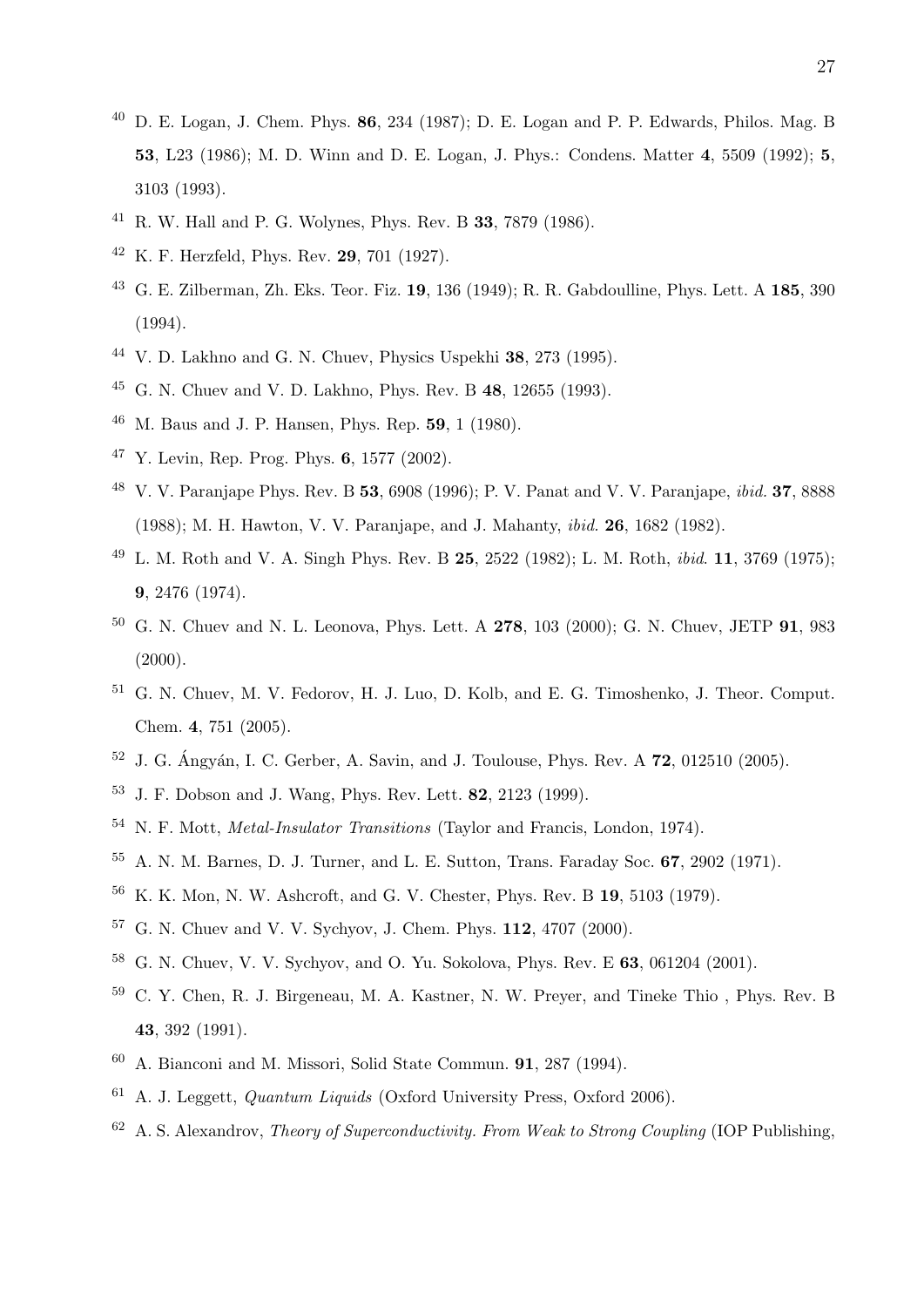[40] D. E. Logan, J. Chem. Phys. **86**, 234 (1987); D. E. Logan and P. P. Edwards, Philos. Mag. B **53**, L23 (1986); M. D. Winn and D. E. Logan, J. Phys.: Condens. Matter **4**, 5509 (1992); **5**, 3103 (1993).

[41] R. W. Hall and P. G. Wolynes, Phys. Rev. B **33**, 7879 (1986).

[42] K. F. Herzfeld, Phys. Rev. **29**, 701 (1927).

[43] G. E. Zilberman, Zh. Eks. Teor. Fiz. **19**, 136 (1949); R. R. Gabdoulline, Phys. Lett. A **185**, 390 (1994).

[44] V. D. Lakhno and G. N. Chuev, Physics Uspekhi **38**, 273 (1995).

[45] G. N. Chuev and V. D. Lakhno, Phys. Rev. B **48**, 12655 (1993).

[46] M. Baus and J. P. Hansen, Phys. Rep. **59**, 1 (1980).

[47] Y. Levin, Rep. Prog. Phys. **6**, 1577 (2002).

[48] V. V. Paranjape Phys. Rev. B **53**, 6908 (1996); P. V. Panat and V. V. Paranjape, *ibid.* **37**, 8888 (1988); M. H. Hawton, V. V. Paranjape, and J. Mahanty, *ibid.* **26**, 1682 (1982).

[49] L. M. Roth and V. A. Singh Phys. Rev. B **25**, 2522 (1982); L. M. Roth, *ibid.* **11**, 3769 (1975); **9**, 2476 (1974).

[50] G. N. Chuev and N. L. Leonova, Phys. Lett. A **278**, 103 (2000); G. N. Chuev, JETP **91**, 983 (2000).

[51] G. N. Chuev, M. V. Fedorov, H. J. Luo, D. Kolb, and E. G. Timoshenko, J. Theor. Comput. Chem. **4**, 751 (2005).

[52] J. G. Ángyán, I. C. Gerber, A. Savin, and J. Toulouse, Phys. Rev. A **72**, 012510 (2005).

[53] J. F. Dobson and J. Wang, Phys. Rev. Lett. **82**, 2123 (1999).

[54] N. F. Mott, *Metal-Insulator Transitions* (Taylor and Francis, London, 1974).

[55] A. N. M. Barnes, D. J. Turner, and L. E. Sutton, Trans. Faraday Soc. **67**, 2902 (1971).

[56] K. K. Mon, N. W. Ashcroft, and G. V. Chester, Phys. Rev. B **19**, 5103 (1979).

[57] G. N. Chuev and V. V. Sychyov, J. Chem. Phys. **112**, 4707 (2000).

[58] G. N. Chuev, V. V. Sychyov, and O. Yu. Sokolova, Phys. Rev. E **63**, 061204 (2001).

[59] C. Y. Chen, R. J. Birgeneau, M. A. Kastner, N. W. Preyer, and Tineke Thio , Phys. Rev. B **43**, 392 (1991).

[60] A. Bianconi and M. Missori, Solid State Commun. **91**, 287 (1994).

[61] A. J. Leggett, *Quantum Liquids* (Oxford University Press, Oxford 2006).

[62] A. S. Alexandrov, *Theory of Superconductivity. From Weak to Strong Coupling* (IOP Publishing,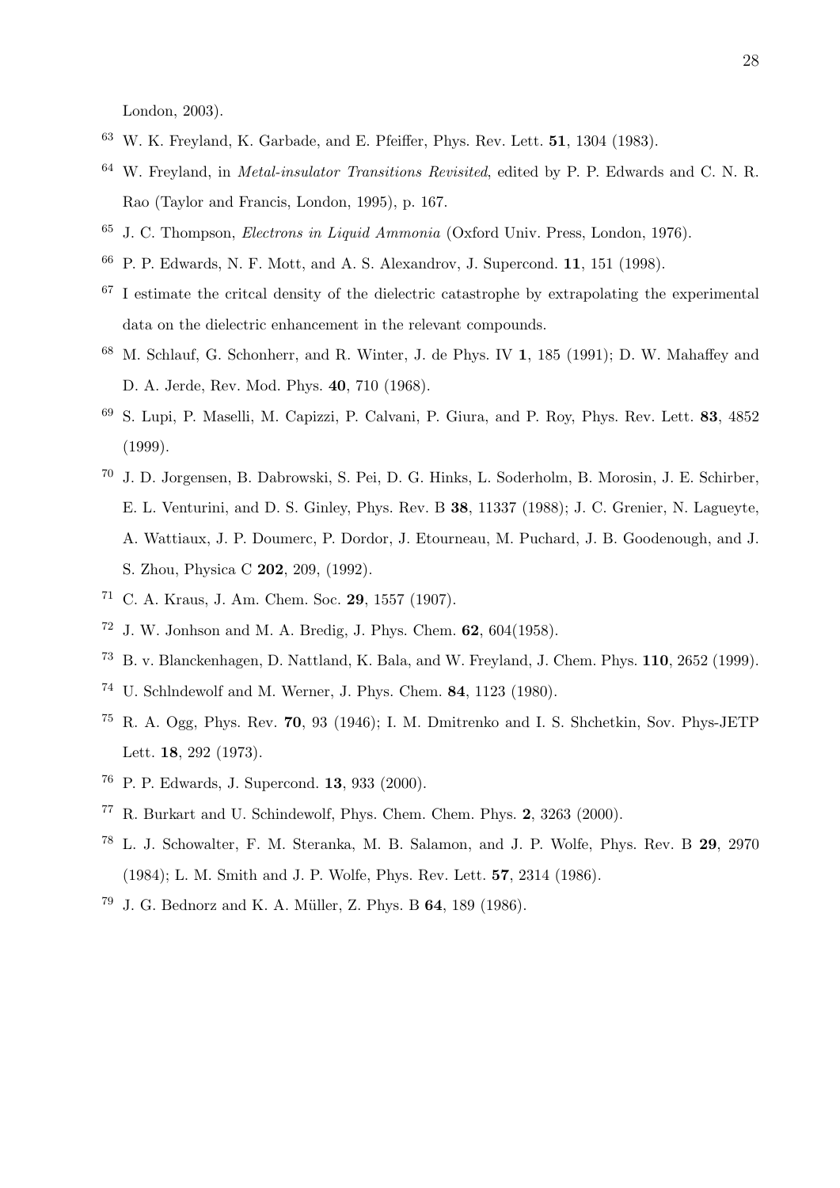London, 2003).

[63] W. K. Freyland, K. Garbade, and E. Pfeiffer, Phys. Rev. Lett. **51**, 1304 (1983).

[64] W. Freyland, in *Metal-insulator Transitions Revisited*, edited by P. P. Edwards and C. N. R. Rao (Taylor and Francis, London, 1995), p. 167.

[65] J. C. Thompson, *Electrons in Liquid Ammonia* (Oxford Univ. Press, London, 1976).

[66] P. P. Edwards, N. F. Mott, and A. S. Alexandrov, J. Supercond. **11**, 151 (1998).

[67] I estimate the critcal density of the dielectric catastrophe by extrapolating the experimental data on the dielectric enhancement in the relevant compounds.

[68] M. Schlauf, G. Schonherr, and R. Winter, J. de Phys. IV **1**, 185 (1991); D. W. Mahaffey and D. A. Jerde, Rev. Mod. Phys. **40**, 710 (1968).

[69] S. Lupi, P. Maselli, M. Capizzi, P. Calvani, P. Giura, and P. Roy, Phys. Rev. Lett. **83**, 4852 (1999).

[70] J. D. Jorgensen, B. Dabrowski, S. Pei, D. G. Hinks, L. Soderholm, B. Morosin, J. E. Schirber, E. L. Venturini, and D. S. Ginley, Phys. Rev. B **38**, 11337 (1988); J. C. Grenier, N. Lagueyte, A. Wattiaux, J. P. Doumerc, P. Dordor, J. Etourneau, M. Puchard, J. B. Goodenough, and J. S. Zhou, Physica C **202**, 209, (1992).

[71] C. A. Kraus, J. Am. Chem. Soc. **29**, 1557 (1907).

[72] J. W. Jonhson and M. A. Bredig, J. Phys. Chem. **62**, 604(1958).

[73] B. v. Blanckenhagen, D. Nattland, K. Bala, and W. Freyland, J. Chem. Phys. **110**, 2652 (1999).

[74] U. Schlndewolf and M. Werner, J. Phys. Chem. **84**, 1123 (1980).

[75] R. A. Ogg, Phys. Rev. **70**, 93 (1946); I. M. Dmitrenko and I. S. Shchetkin, Sov. Phys-JETP Lett. **18**, 292 (1973).

[76] P. P. Edwards, J. Supercond. **13**, 933 (2000).

[77] R. Burkart and U. Schindewolf, Phys. Chem. Chem. Phys. **2**, 3263 (2000).

[78] L. J. Schowalter, F. M. Steranka, M. B. Salamon, and J. P. Wolfe, Phys. Rev. B **29**, 2970 (1984); L. M. Smith and J. P. Wolfe, Phys. Rev. Lett. **57**, 2314 (1986).

[79] J. G. Bednorz and K. A. Müller, Z. Phys. B **64**, 189 (1986).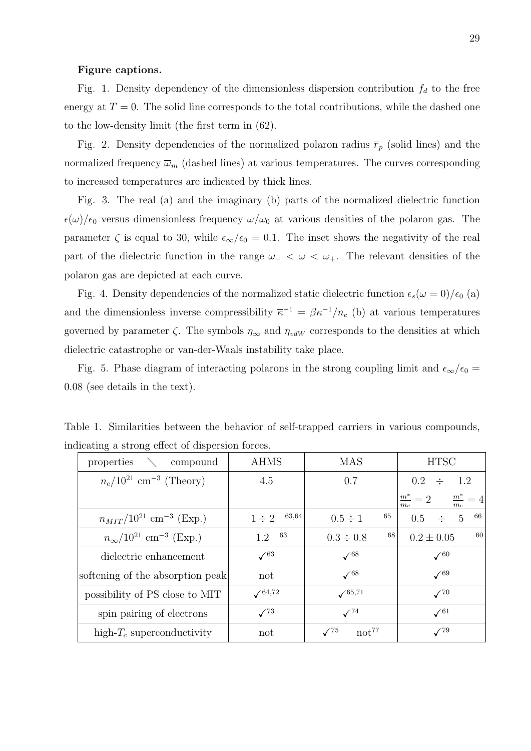**Figure captions.**

Fig. 1. Density dependency of the dimensionless dispersion contribution $f_d$ to the free energy at $T = 0$. The solid line corresponds to the total contributions, while the dashed one to the low-density limit (the first term in (62).

Fig. 2. Density dependencies of the normalized polaron radius $\overline{r}_p$ (solid lines) and the normalized frequency $\overline{\omega}_m$ (dashed lines) at various temperatures. The curves corresponding to increased temperatures are indicated by thick lines.

Fig. 3. The real (a) and the imaginary (b) parts of the normalized dielectric function $\epsilon(\omega)/\epsilon_0$ versus dimensionless frequency $\omega/\omega_0$ at various densities of the polaron gas. The parameter $\zeta$ is equal to 30, while $\epsilon_\infty/\epsilon_0 = 0.1$. The inset shows the negativity of the real part of the dielectric function in the range $\omega_- < \omega < \omega_+$. The relevant densities of the polaron gas are depicted at each curve.

Fig. 4. Density dependencies of the normalized static dielectric function $\epsilon_s(\omega = 0)/\epsilon_0$ (a) and the dimensionless inverse compressibility $\overline{\kappa}^{-1} = \beta\kappa^{-1}/n_c$ (b) at various temperatures governed by parameter $\zeta$. The symbols $\eta_\infty$ and $\eta_{vdW}$ corresponds to the densities at which dielectric catastrophe or van-der-Waals instability take place.

Fig. 5. Phase diagram of interacting polarons in the strong coupling limit and $\epsilon_\infty/\epsilon_0 = 0.08$ (see details in the text).

Table 1. Similarities between the behavior of self-trapped carriers in various compounds, indicating a strong effect of dispersion forces.

| properties ╲ compound | AHMS | MAS | HTSC |
|---|---|---|---|
| $n_c/10^{21}$ cm$^{-3}$ (Theory) | 4.5 | 0.7 | 0.2 ÷ 1.2<br>$\frac{m^*}{m_e} = 2$   $\frac{m^*}{m_e} = 4$ |
| $n_{MIT}/10^{21}$ cm$^{-3}$ (Exp.) | 1 ÷ 2 [63,64] | 0.5 ÷ 1 [65] | 0.5 ÷ 5 [66] |
| $n_\infty/10^{21}$ cm$^{-3}$ (Exp.) | 1.2 [63] | 0.3 ÷ 0.8 [68] | $0.2 \pm 0.05$ [60] |
| dielectric enhancement | ✓[63] | ✓[68] | ✓[60] |
| softening of the absorption peak | not | ✓[68] | ✓[69] |
| possibility of PS close to MIT | ✓[64,72] | ✓[65,71] | ✓[70] |
| spin pairing of electrons | ✓[73] | ✓[74] | ✓[61] |
| high-$T_c$ superconductivity | not | ✓[75] not[77] | ✓[79] |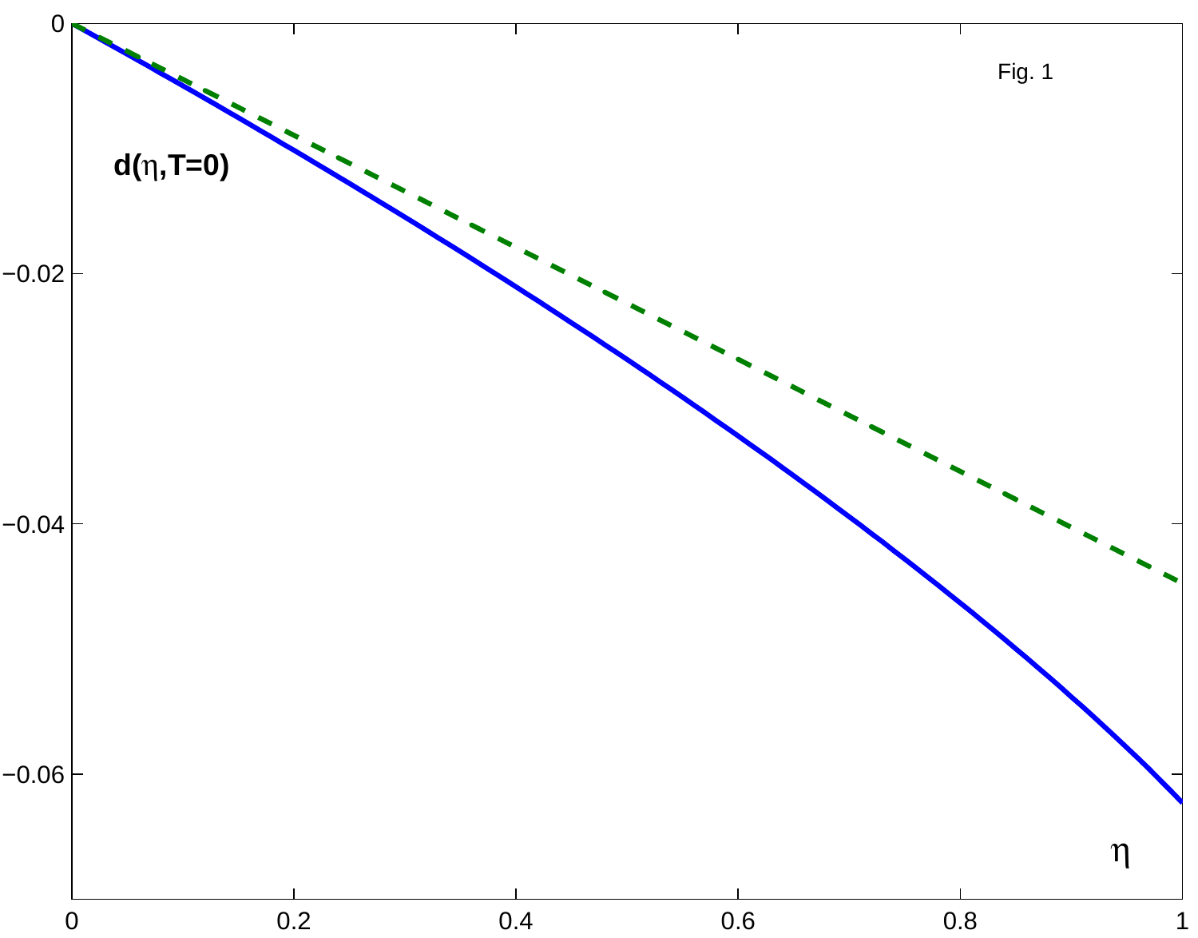Fig. 1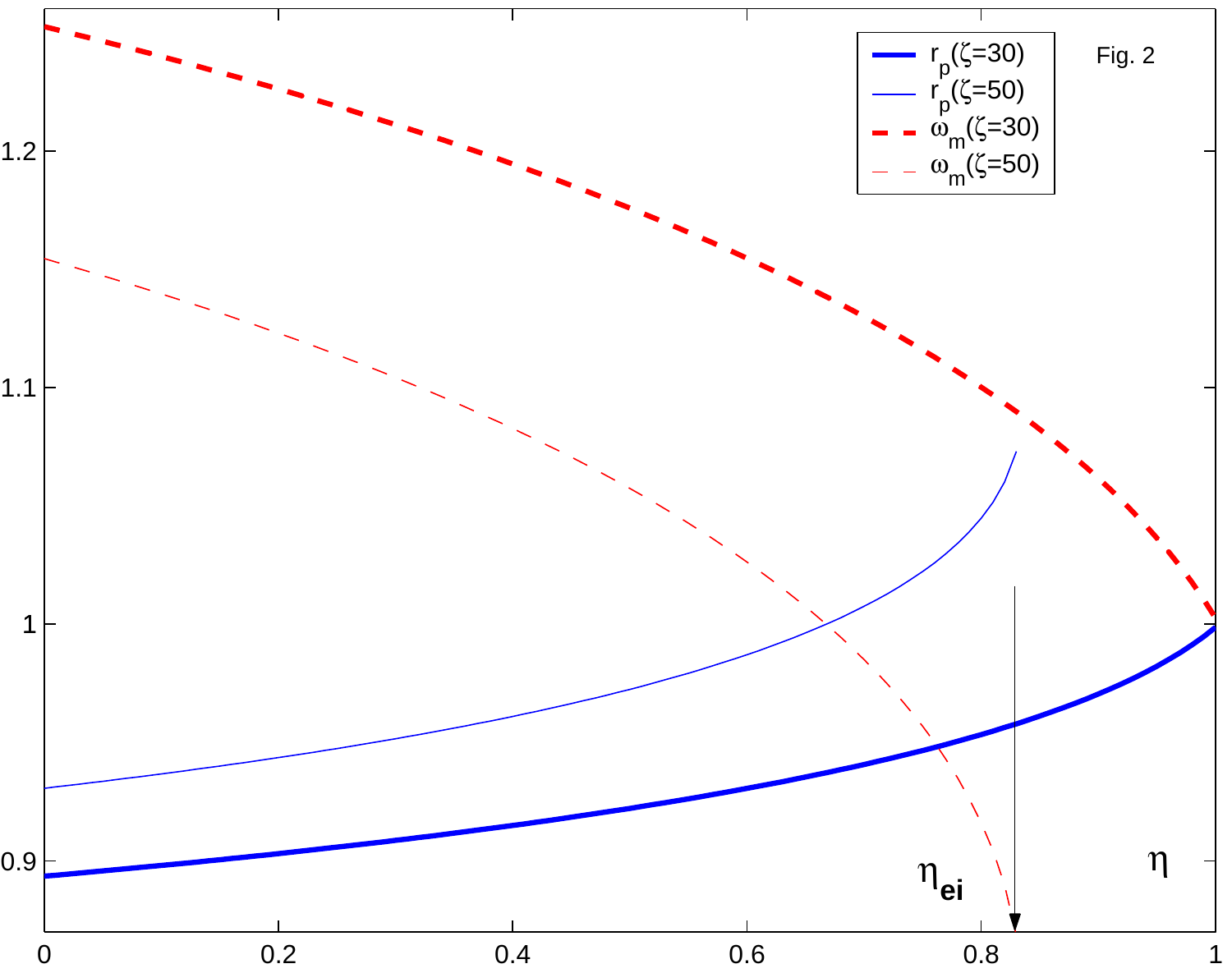Fig. 2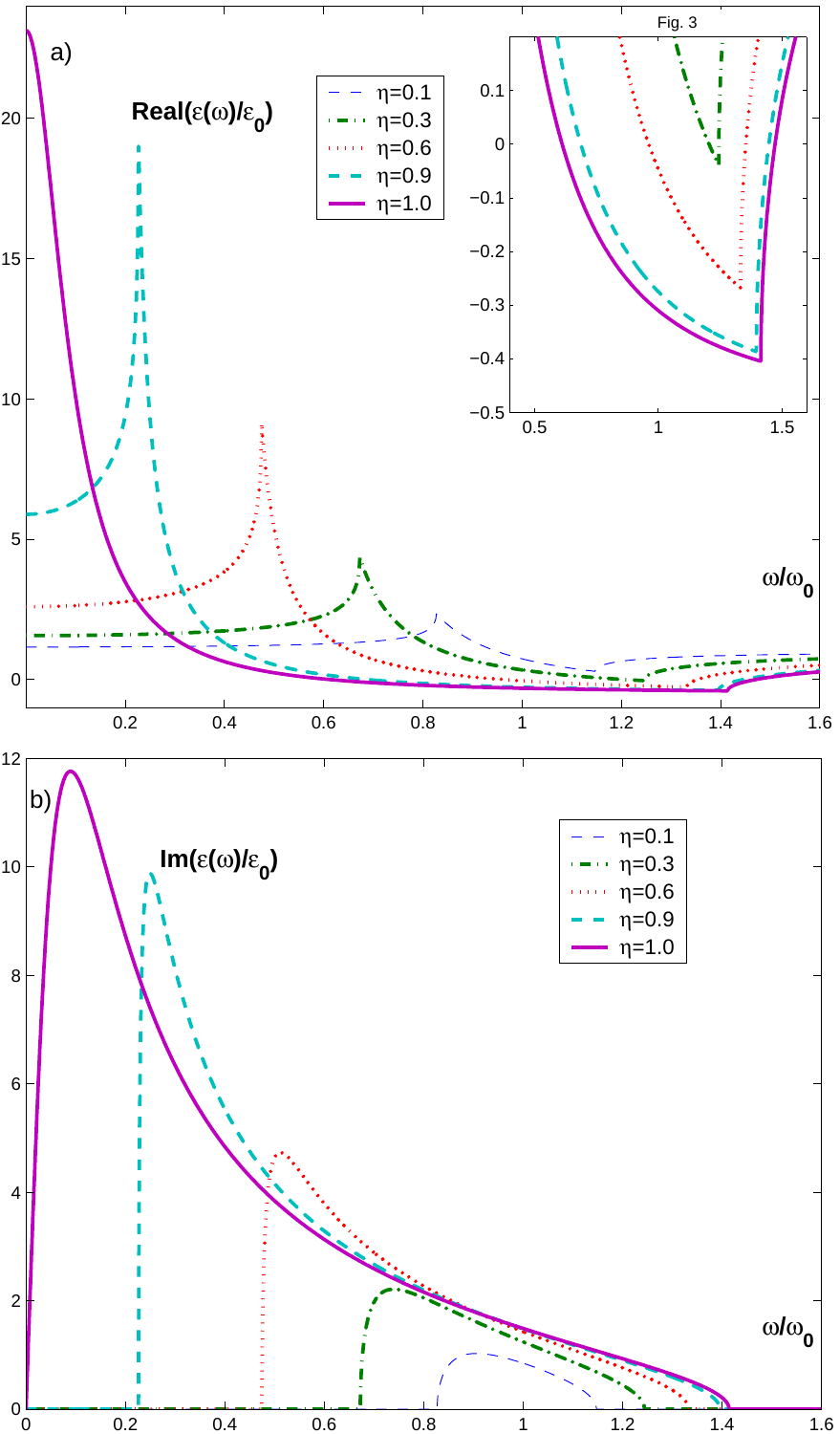Fig. 3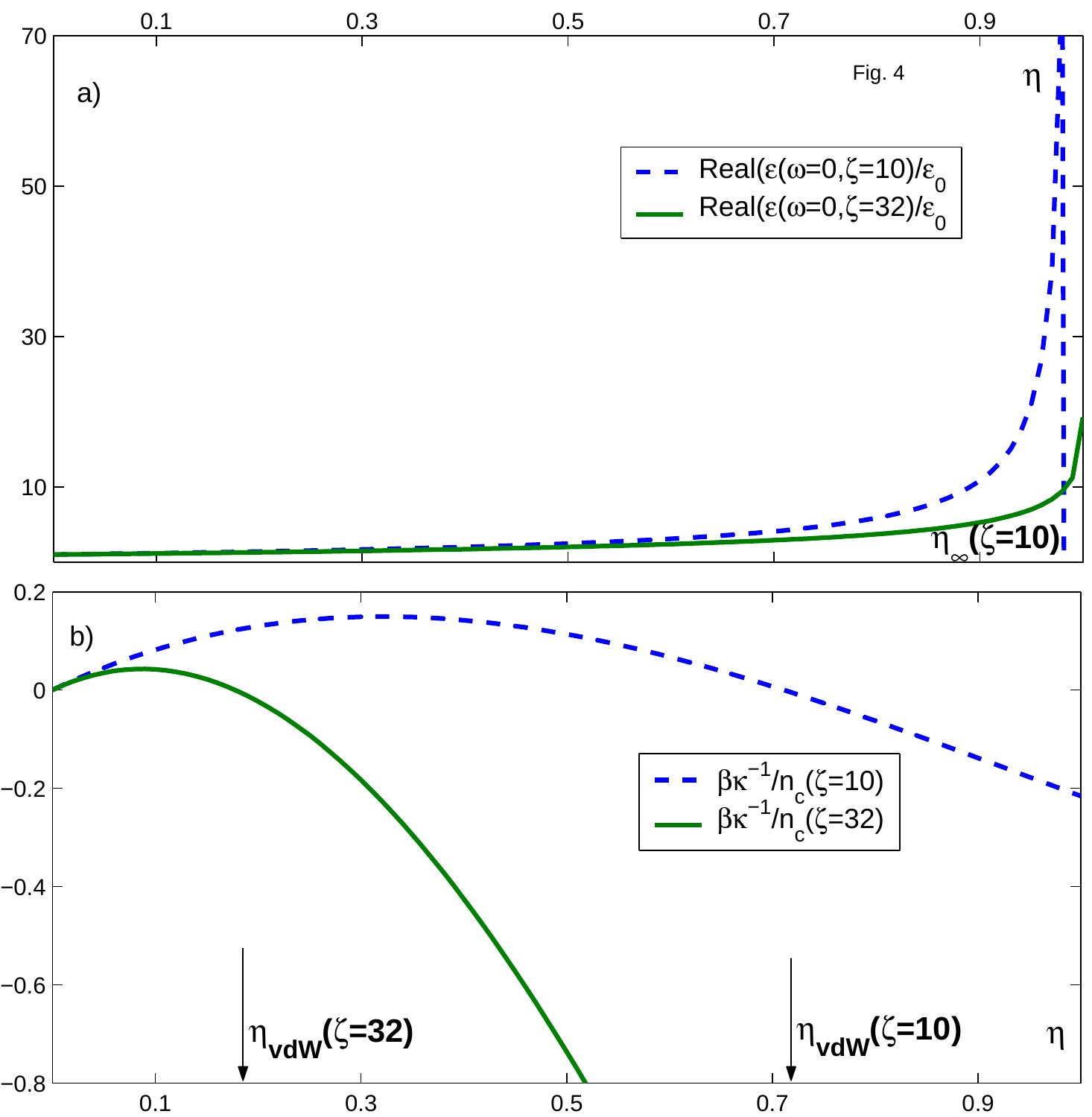Fig. 4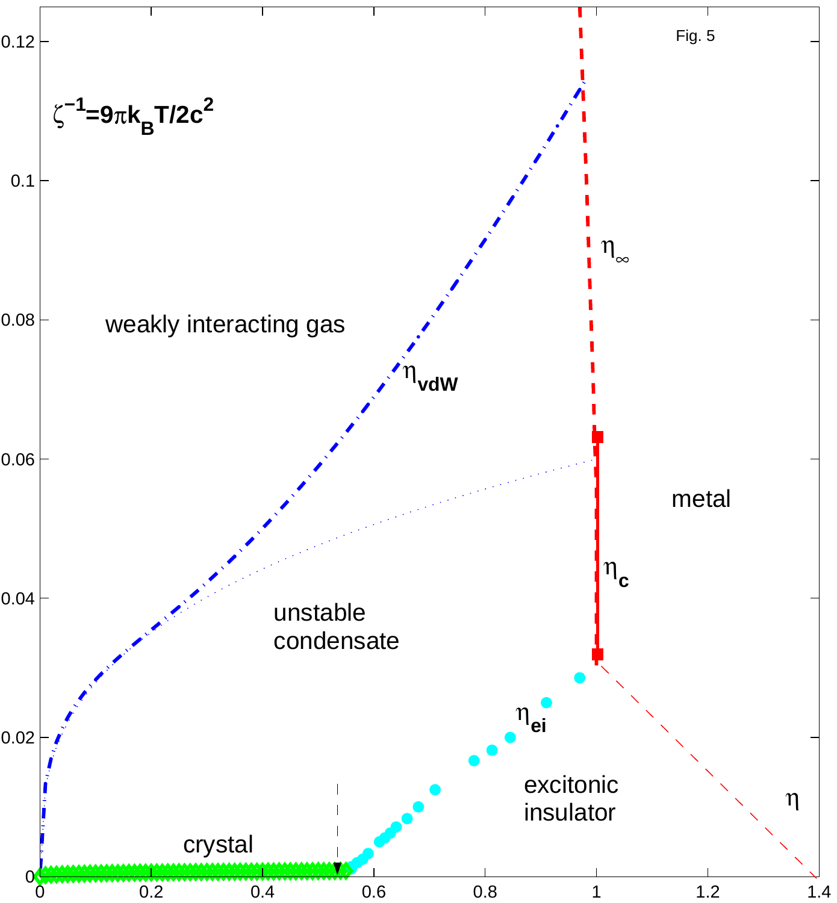Fig. 5

$\zeta^{-1}=9\pi k_B T/2c^2$

weakly interacting gas

$\eta_{vdW}$

$\eta_\infty$

unstable condensate

metal

$\eta_c$

$\eta_{ei}$

excitonic insulator

crystal

$\eta$

0.12
0.1
0.08
0.06
0.04
0.02
0

0
0.2
0.4
0.6
0.8
1
1.2
1.4